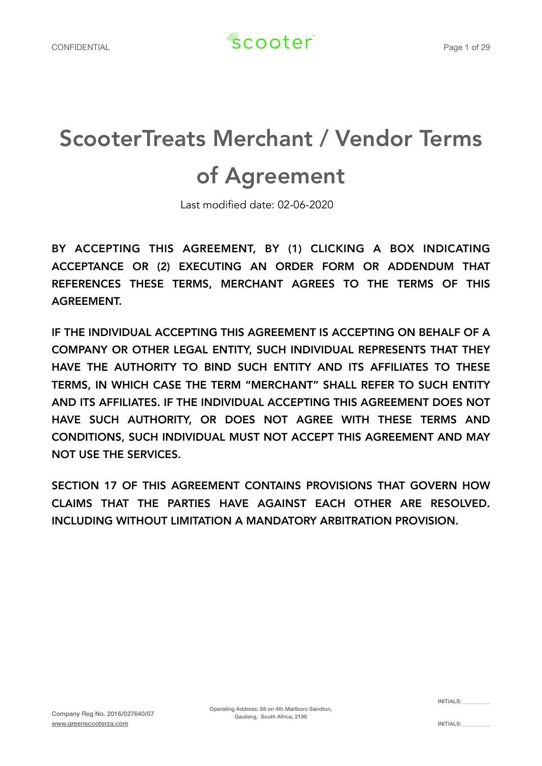# ScooterTreats Merchant / Vendor Terms of Agreement

Last modified date: 02-06-2020

**BY ACCEPTING THIS AGREEMENT, BY (1) CLICKING A BOX INDICATING ACCEPTANCE OR (2) EXECUTING AN ORDER FORM OR ADDENDUM THAT REFERENCES THESE TERMS, MERCHANT AGREES TO THE TERMS OF THIS AGREEMENT.**

**IF THE INDIVIDUAL ACCEPTING THIS AGREEMENT IS ACCEPTING ON BEHALF OF A COMPANY OR OTHER LEGAL ENTITY, SUCH INDIVIDUAL REPRESENTS THAT THEY HAVE THE AUTHORITY TO BIND SUCH ENTITY AND ITS AFFILIATES TO THESE TERMS, IN WHICH CASE THE TERM "MERCHANT" SHALL REFER TO SUCH ENTITY AND ITS AFFILIATES. IF THE INDIVIDUAL ACCEPTING THIS AGREEMENT DOES NOT HAVE SUCH AUTHORITY, OR DOES NOT AGREE WITH THESE TERMS AND CONDITIONS, SUCH INDIVIDUAL MUST NOT ACCEPT THIS AGREEMENT AND MAY NOT USE THE SERVICES.**

**SECTION 17 OF THIS AGREEMENT CONTAINS PROVISIONS THAT GOVERN HOW CLAIMS THAT THE PARTIES HAVE AGAINST EACH OTHER ARE RESOLVED. INCLUDING WITHOUT LIMITATION A MANDATORY ARBITRATION PROVISION.**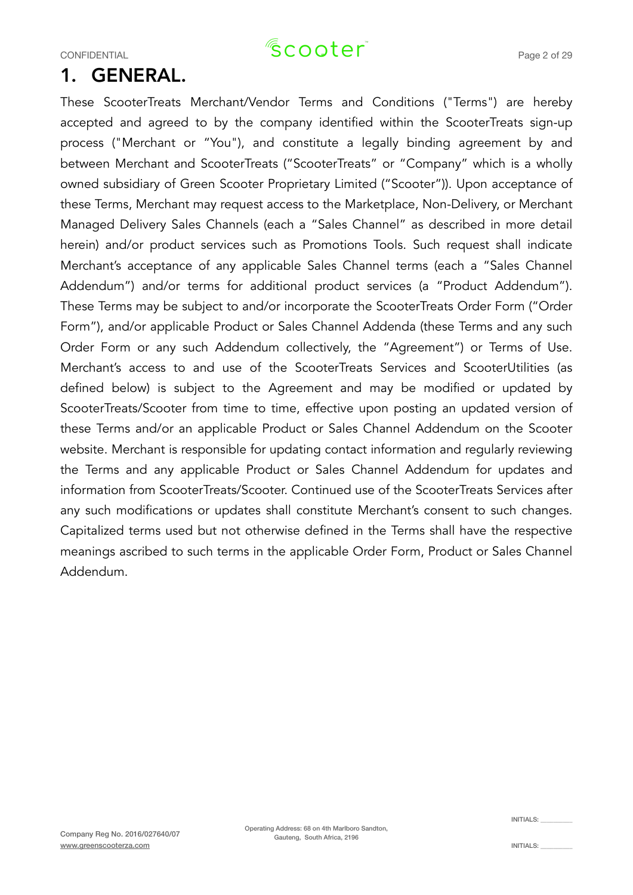# 1. GENERAL.

These ScooterTreats Merchant/Vendor Terms and Conditions ("Terms") are hereby accepted and agreed to by the company identified within the ScooterTreats sign-up process ("Merchant or "You"), and constitute a legally binding agreement by and between Merchant and ScooterTreats ("ScooterTreats" or "Company" which is a wholly owned subsidiary of Green Scooter Proprietary Limited ("Scooter")). Upon acceptance of these Terms, Merchant may request access to the Marketplace, Non-Delivery, or Merchant Managed Delivery Sales Channels (each a "Sales Channel" as described in more detail herein) and/or product services such as Promotions Tools. Such request shall indicate Merchant's acceptance of any applicable Sales Channel terms (each a "Sales Channel Addendum") and/or terms for additional product services (a "Product Addendum"). These Terms may be subject to and/or incorporate the ScooterTreats Order Form ("Order Form"), and/or applicable Product or Sales Channel Addenda (these Terms and any such Order Form or any such Addendum collectively, the "Agreement") or Terms of Use. Merchant's access to and use of the ScooterTreats Services and ScooterUtilities (as defined below) is subject to the Agreement and may be modified or updated by ScooterTreats/Scooter from time to time, effective upon posting an updated version of these Terms and/or an applicable Product or Sales Channel Addendum on the Scooter website. Merchant is responsible for updating contact information and regularly reviewing the Terms and any applicable Product or Sales Channel Addendum for updates and information from ScooterTreats/Scooter. Continued use of the ScooterTreats Services after any such modifications or updates shall constitute Merchant's consent to such changes. Capitalized terms used but not otherwise defined in the Terms shall have the respective meanings ascribed to such terms in the applicable Order Form, Product or Sales Channel Addendum.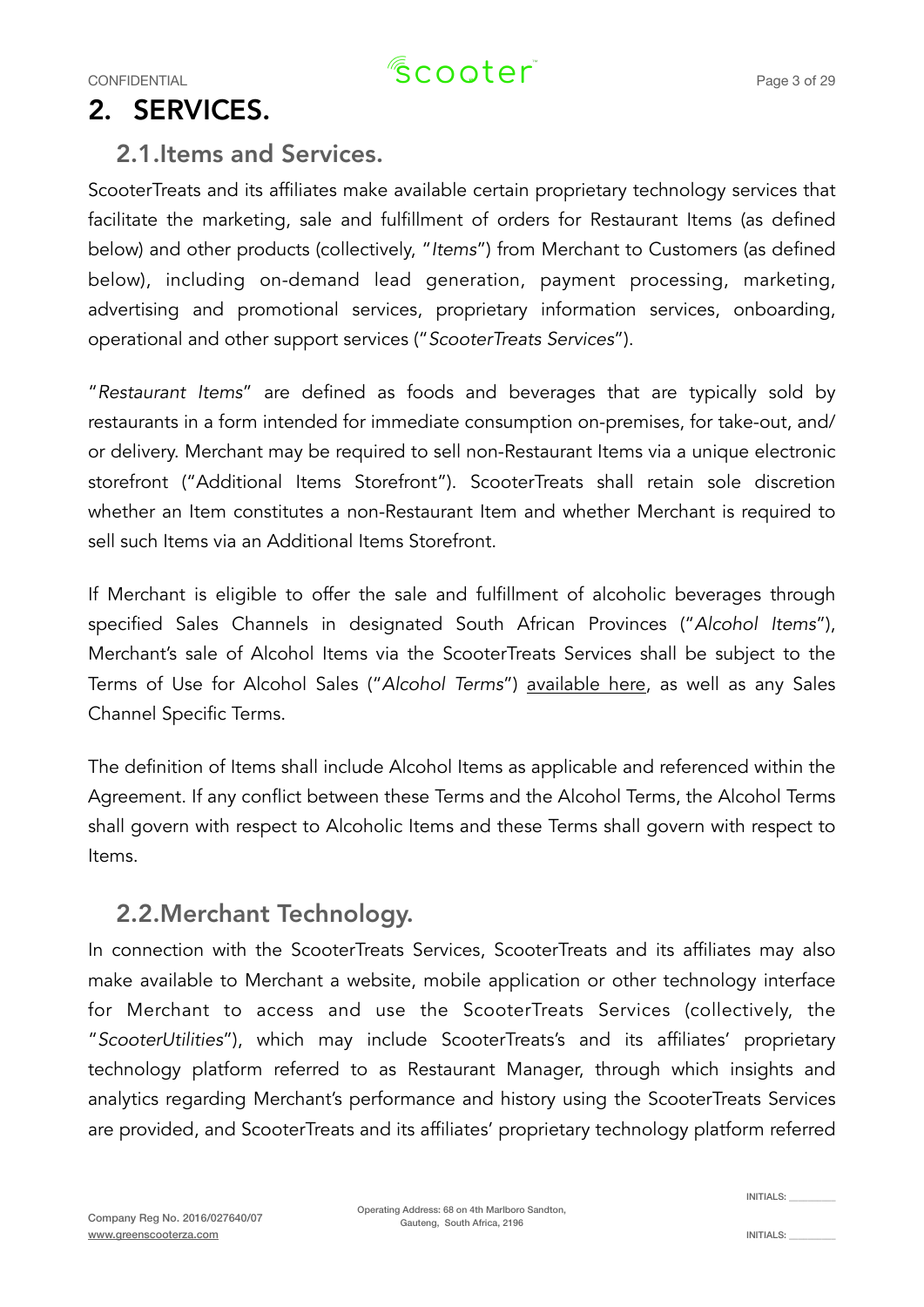# 2. SERVICES.

## 2.1.Items and Services.

ScooterTreats and its affiliates make available certain proprietary technology services that facilitate the marketing, sale and fulfillment of orders for Restaurant Items (as defined below) and other products (collectively, "*Items*") from Merchant to Customers (as defined below), including on-demand lead generation, payment processing, marketing, advertising and promotional services, proprietary information services, onboarding, operational and other support services ("*ScooterTreats Services*").

"*Restaurant Items*" are defined as foods and beverages that are typically sold by restaurants in a form intended for immediate consumption on-premises, for take-out, and/or delivery. Merchant may be required to sell non-Restaurant Items via a unique electronic storefront ("Additional Items Storefront"). ScooterTreats shall retain sole discretion whether an Item constitutes a non-Restaurant Item and whether Merchant is required to sell such Items via an Additional Items Storefront.

If Merchant is eligible to offer the sale and fulfillment of alcoholic beverages through specified Sales Channels in designated South African Provinces ("*Alcohol Items*"), Merchant's sale of Alcohol Items via the ScooterTreats Services shall be subject to the Terms of Use for Alcohol Sales ("*Alcohol Terms*") available here, as well as any Sales Channel Specific Terms.

The definition of Items shall include Alcohol Items as applicable and referenced within the Agreement. If any conflict between these Terms and the Alcohol Terms, the Alcohol Terms shall govern with respect to Alcoholic Items and these Terms shall govern with respect to Items.

## 2.2.Merchant Technology.

In connection with the ScooterTreats Services, ScooterTreats and its affiliates may also make available to Merchant a website, mobile application or other technology interface for Merchant to access and use the ScooterTreats Services (collectively, the "*ScooterUtilities*"), which may include ScooterTreats's and its affiliates' proprietary technology platform referred to as Restaurant Manager, through which insights and analytics regarding Merchant's performance and history using the ScooterTreats Services are provided, and ScooterTreats and its affiliates' proprietary technology platform referred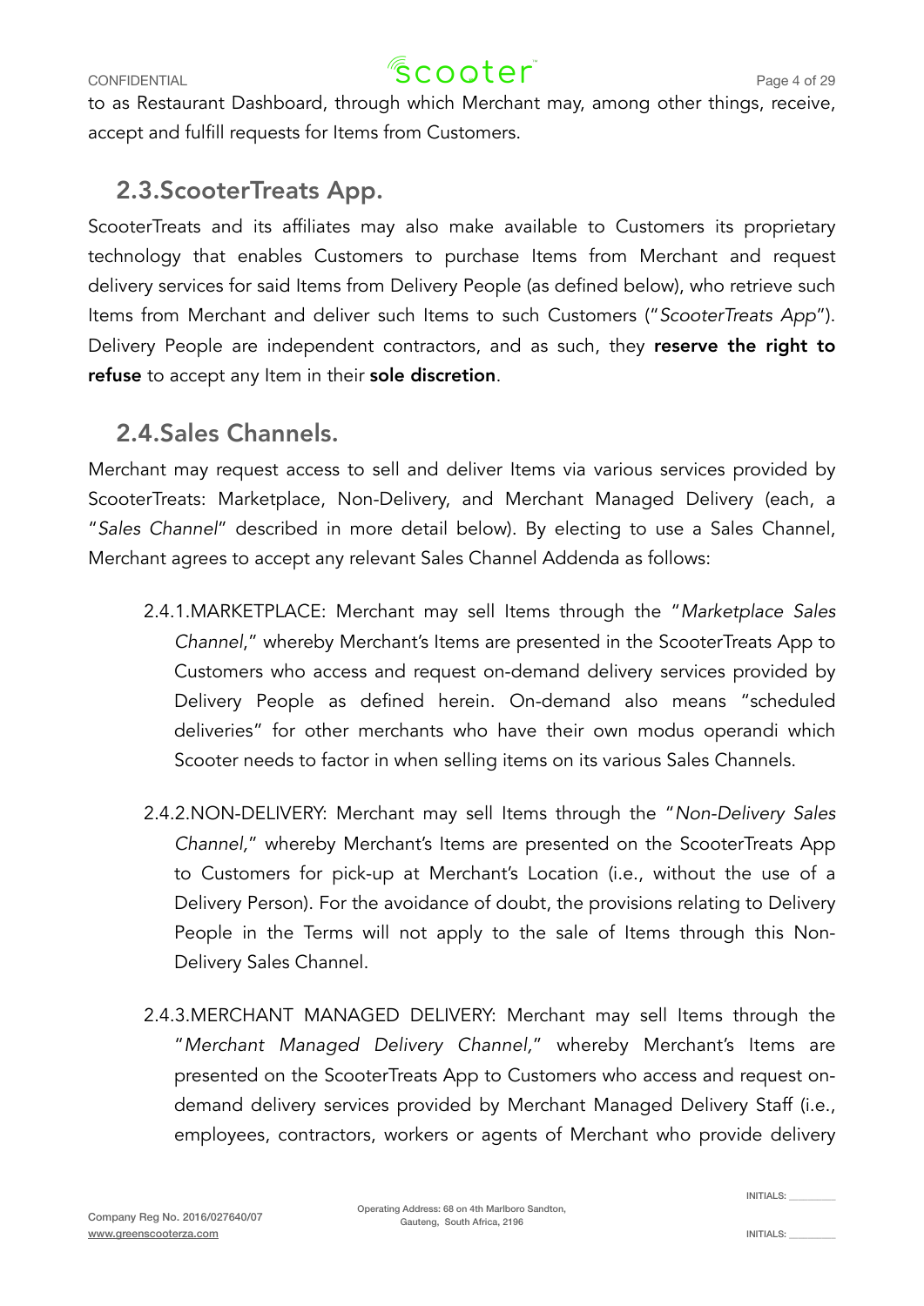to as Restaurant Dashboard, through which Merchant may, among other things, receive, accept and fulfill requests for Items from Customers.

## 2.3.ScooterTreats App.

ScooterTreats and its affiliates may also make available to Customers its proprietary technology that enables Customers to purchase Items from Merchant and request delivery services for said Items from Delivery People (as defined below), who retrieve such Items from Merchant and deliver such Items to such Customers ("*ScooterTreats App*"). Delivery People are independent contractors, and as such, they **reserve the right to refuse** to accept any Item in their **sole discretion**.

## 2.4.Sales Channels.

Merchant may request access to sell and deliver Items via various services provided by ScooterTreats: Marketplace, Non-Delivery, and Merchant Managed Delivery (each, a "*Sales Channel*" described in more detail below). By electing to use a Sales Channel, Merchant agrees to accept any relevant Sales Channel Addenda as follows:

2.4.1.MARKETPLACE: Merchant may sell Items through the "*Marketplace Sales Channel*," whereby Merchant's Items are presented in the ScooterTreats App to Customers who access and request on-demand delivery services provided by Delivery People as defined herein. On-demand also means "scheduled deliveries" for other merchants who have their own modus operandi which Scooter needs to factor in when selling items on its various Sales Channels.

2.4.2.NON-DELIVERY: Merchant may sell Items through the "*Non-Delivery Sales Channel*," whereby Merchant's Items are presented on the ScooterTreats App to Customers for pick-up at Merchant's Location (i.e., without the use of a Delivery Person). For the avoidance of doubt, the provisions relating to Delivery People in the Terms will not apply to the sale of Items through this Non-Delivery Sales Channel.

2.4.3.MERCHANT MANAGED DELIVERY: Merchant may sell Items through the "*Merchant Managed Delivery Channel,*" whereby Merchant's Items are presented on the ScooterTreats App to Customers who access and request on-demand delivery services provided by Merchant Managed Delivery Staff (i.e., employees, contractors, workers or agents of Merchant who provide delivery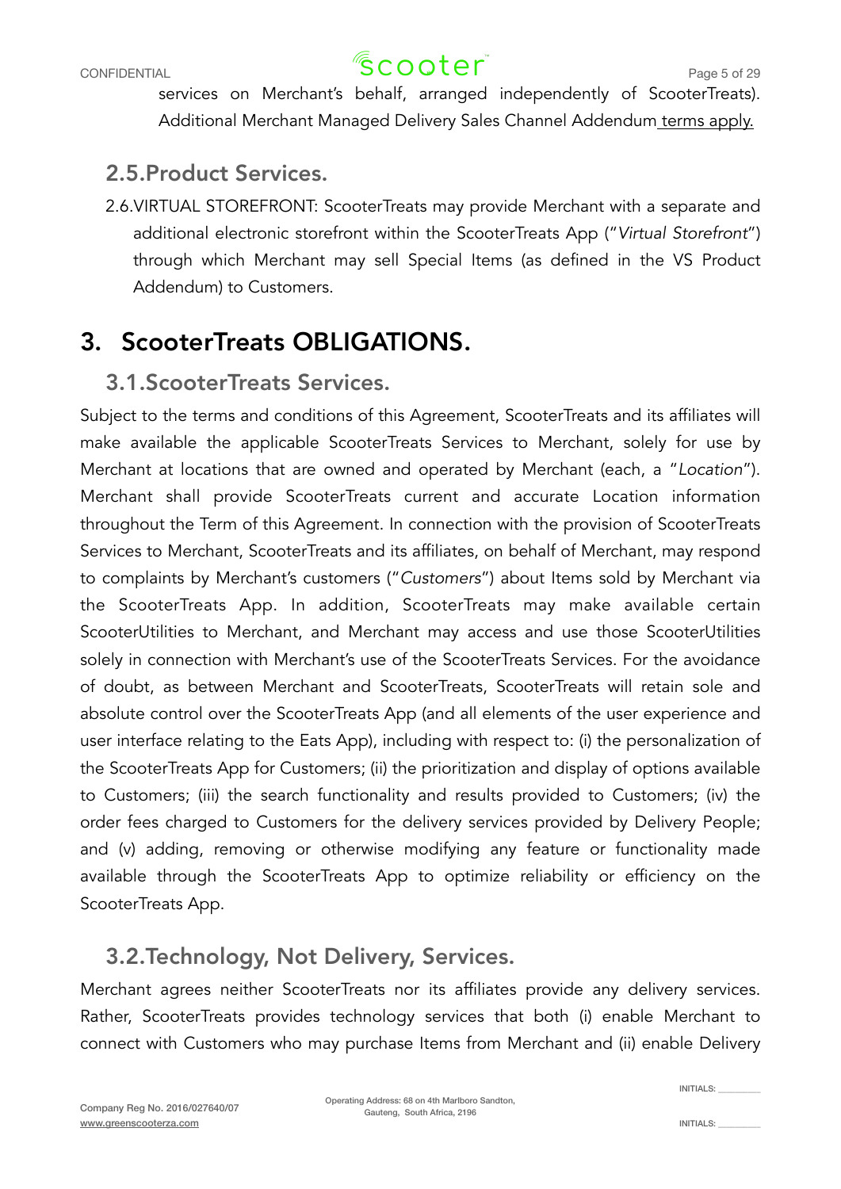services on Merchant's behalf, arranged independently of ScooterTreats). Additional Merchant Managed Delivery Sales Channel Addendum terms apply.

### 2.5.Product Services.

2.6.VIRTUAL STOREFRONT: ScooterTreats may provide Merchant with a separate and additional electronic storefront within the ScooterTreats App ("*Virtual Storefront*") through which Merchant may sell Special Items (as defined in the VS Product Addendum) to Customers.

## 3. ScooterTreats OBLIGATIONS.

### 3.1.ScooterTreats Services.

Subject to the terms and conditions of this Agreement, ScooterTreats and its affiliates will make available the applicable ScooterTreats Services to Merchant, solely for use by Merchant at locations that are owned and operated by Merchant (each, a "*Location*"). Merchant shall provide ScooterTreats current and accurate Location information throughout the Term of this Agreement. In connection with the provision of ScooterTreats Services to Merchant, ScooterTreats and its affiliates, on behalf of Merchant, may respond to complaints by Merchant's customers ("*Customers*") about Items sold by Merchant via the ScooterTreats App. In addition, ScooterTreats may make available certain ScooterUtilities to Merchant, and Merchant may access and use those ScooterUtilities solely in connection with Merchant's use of the ScooterTreats Services. For the avoidance of doubt, as between Merchant and ScooterTreats, ScooterTreats will retain sole and absolute control over the ScooterTreats App (and all elements of the user experience and user interface relating to the Eats App), including with respect to: (i) the personalization of the ScooterTreats App for Customers; (ii) the prioritization and display of options available to Customers; (iii) the search functionality and results provided to Customers; (iv) the order fees charged to Customers for the delivery services provided by Delivery People; and (v) adding, removing or otherwise modifying any feature or functionality made available through the ScooterTreats App to optimize reliability or efficiency on the ScooterTreats App.

### 3.2.Technology, Not Delivery, Services.

Merchant agrees neither ScooterTreats nor its affiliates provide any delivery services. Rather, ScooterTreats provides technology services that both (i) enable Merchant to connect with Customers who may purchase Items from Merchant and (ii) enable Delivery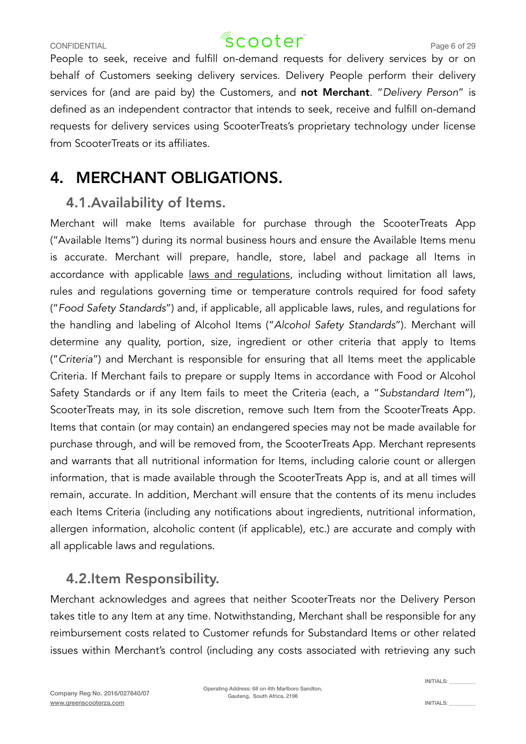People to seek, receive and fulfill on-demand requests for delivery services by or on behalf of Customers seeking delivery services. Delivery People perform their delivery services for (and are paid by) the Customers, and **not Merchant**. "*Delivery Person*" is defined as an independent contractor that intends to seek, receive and fulfill on-demand requests for delivery services using ScooterTreats's proprietary technology under license from ScooterTreats or its affiliates.

# 4. MERCHANT OBLIGATIONS.

## 4.1. Availability of Items.

Merchant will make Items available for purchase through the ScooterTreats App ("Available Items") during its normal business hours and ensure the Available Items menu is accurate. Merchant will prepare, handle, store, label and package all Items in accordance with applicable laws and regulations, including without limitation all laws, rules and regulations governing time or temperature controls required for food safety ("*Food Safety Standards*") and, if applicable, all applicable laws, rules, and regulations for the handling and labeling of Alcohol Items ("*Alcohol Safety Standards*"). Merchant will determine any quality, portion, size, ingredient or other criteria that apply to Items ("*Criteria*") and Merchant is responsible for ensuring that all Items meet the applicable Criteria. If Merchant fails to prepare or supply Items in accordance with Food or Alcohol Safety Standards or if any Item fails to meet the Criteria (each, a "*Substandard Item*"), ScooterTreats may, in its sole discretion, remove such Item from the ScooterTreats App. Items that contain (or may contain) an endangered species may not be made available for purchase through, and will be removed from, the ScooterTreats App. Merchant represents and warrants that all nutritional information for Items, including calorie count or allergen information, that is made available through the ScooterTreats App is, and at all times will remain, accurate. In addition, Merchant will ensure that the contents of its menu includes each Items Criteria (including any notifications about ingredients, nutritional information, allergen information, alcoholic content (if applicable), etc.) are accurate and comply with all applicable laws and regulations.

## 4.2. Item Responsibility.

Merchant acknowledges and agrees that neither ScooterTreats nor the Delivery Person takes title to any Item at any time. Notwithstanding, Merchant shall be responsible for any reimbursement costs related to Customer refunds for Substandard Items or other related issues within Merchant's control (including any costs associated with retrieving any such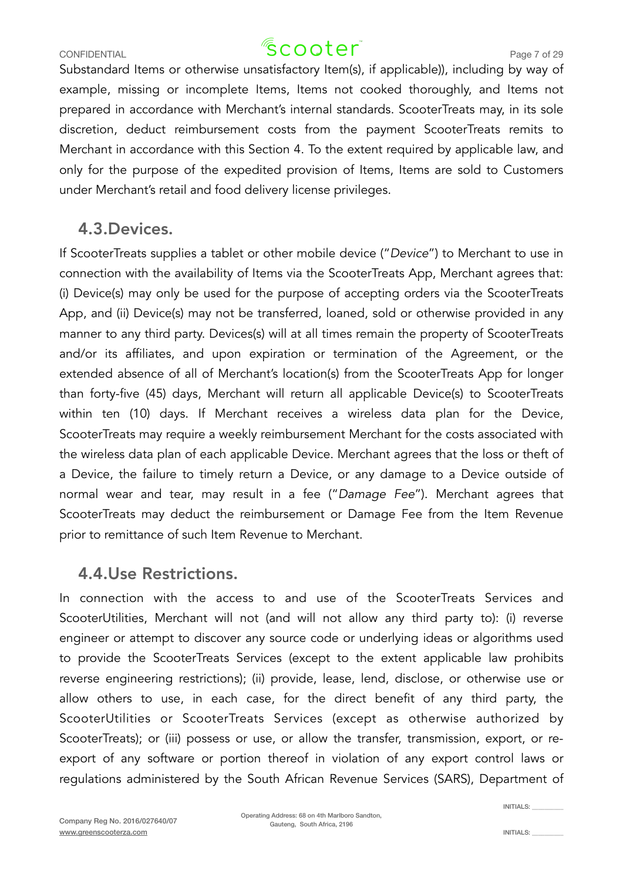Substandard Items or otherwise unsatisfactory Item(s), if applicable)), including by way of example, missing or incomplete Items, Items not cooked thoroughly, and Items not prepared in accordance with Merchant's internal standards. ScooterTreats may, in its sole discretion, deduct reimbursement costs from the payment ScooterTreats remits to Merchant in accordance with this Section 4. To the extent required by applicable law, and only for the purpose of the expedited provision of Items, Items are sold to Customers under Merchant's retail and food delivery license privileges.

## 4.3.Devices.

If ScooterTreats supplies a tablet or other mobile device ("*Device*") to Merchant to use in connection with the availability of Items via the ScooterTreats App, Merchant agrees that: (i) Device(s) may only be used for the purpose of accepting orders via the ScooterTreats App, and (ii) Device(s) may not be transferred, loaned, sold or otherwise provided in any manner to any third party. Devices(s) will at all times remain the property of ScooterTreats and/or its affiliates, and upon expiration or termination of the Agreement, or the extended absence of all of Merchant's location(s) from the ScooterTreats App for longer than forty-five (45) days, Merchant will return all applicable Device(s) to ScooterTreats within ten (10) days. If Merchant receives a wireless data plan for the Device, ScooterTreats may require a weekly reimbursement Merchant for the costs associated with the wireless data plan of each applicable Device. Merchant agrees that the loss or theft of a Device, the failure to timely return a Device, or any damage to a Device outside of normal wear and tear, may result in a fee ("*Damage Fee*"). Merchant agrees that ScooterTreats may deduct the reimbursement or Damage Fee from the Item Revenue prior to remittance of such Item Revenue to Merchant.

## 4.4.Use Restrictions.

In connection with the access to and use of the ScooterTreats Services and ScooterUtilities, Merchant will not (and will not allow any third party to): (i) reverse engineer or attempt to discover any source code or underlying ideas or algorithms used to provide the ScooterTreats Services (except to the extent applicable law prohibits reverse engineering restrictions); (ii) provide, lease, lend, disclose, or otherwise use or allow others to use, in each case, for the direct benefit of any third party, the ScooterUtilities or ScooterTreats Services (except as otherwise authorized by ScooterTreats); or (iii) possess or use, or allow the transfer, transmission, export, or re-export of any software or portion thereof in violation of any export control laws or regulations administered by the South African Revenue Services (SARS), Department of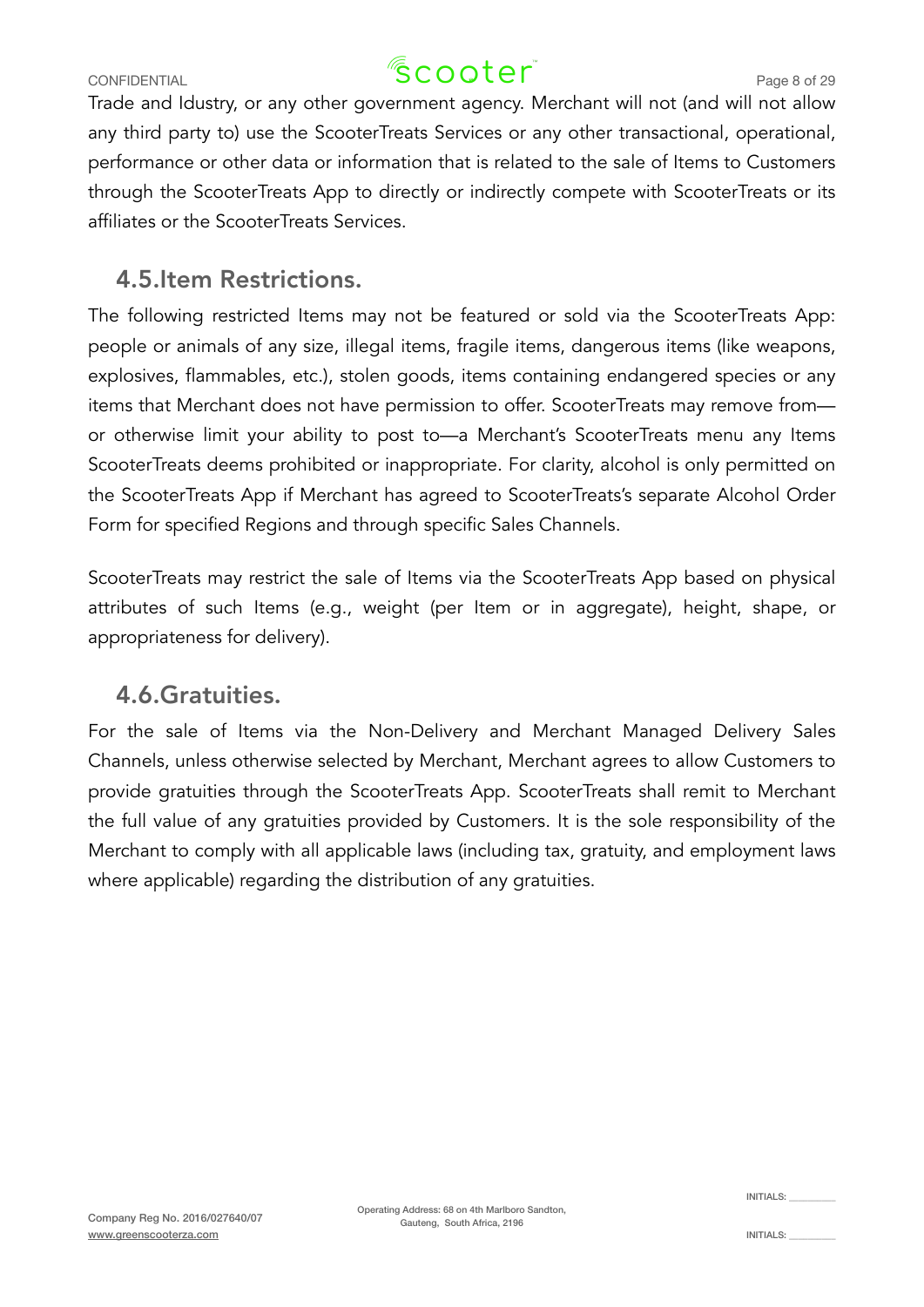Trade and Idustry, or any other government agency. Merchant will not (and will not allow any third party to) use the ScooterTreats Services or any other transactional, operational, performance or other data or information that is related to the sale of Items to Customers through the ScooterTreats App to directly or indirectly compete with ScooterTreats or its affiliates or the ScooterTreats Services.

## 4.5.Item Restrictions.

The following restricted Items may not be featured or sold via the ScooterTreats App: people or animals of any size, illegal items, fragile items, dangerous items (like weapons, explosives, flammables, etc.), stolen goods, items containing endangered species or any items that Merchant does not have permission to offer. ScooterTreats may remove from—or otherwise limit your ability to post to—a Merchant's ScooterTreats menu any Items ScooterTreats deems prohibited or inappropriate. For clarity, alcohol is only permitted on the ScooterTreats App if Merchant has agreed to ScooterTreats's separate Alcohol Order Form for specified Regions and through specific Sales Channels.

ScooterTreats may restrict the sale of Items via the ScooterTreats App based on physical attributes of such Items (e.g., weight (per Item or in aggregate), height, shape, or appropriateness for delivery).

## 4.6.Gratuities.

For the sale of Items via the Non-Delivery and Merchant Managed Delivery Sales Channels, unless otherwise selected by Merchant, Merchant agrees to allow Customers to provide gratuities through the ScooterTreats App. ScooterTreats shall remit to Merchant the full value of any gratuities provided by Customers. It is the sole responsibility of the Merchant to comply with all applicable laws (including tax, gratuity, and employment laws where applicable) regarding the distribution of any gratuities.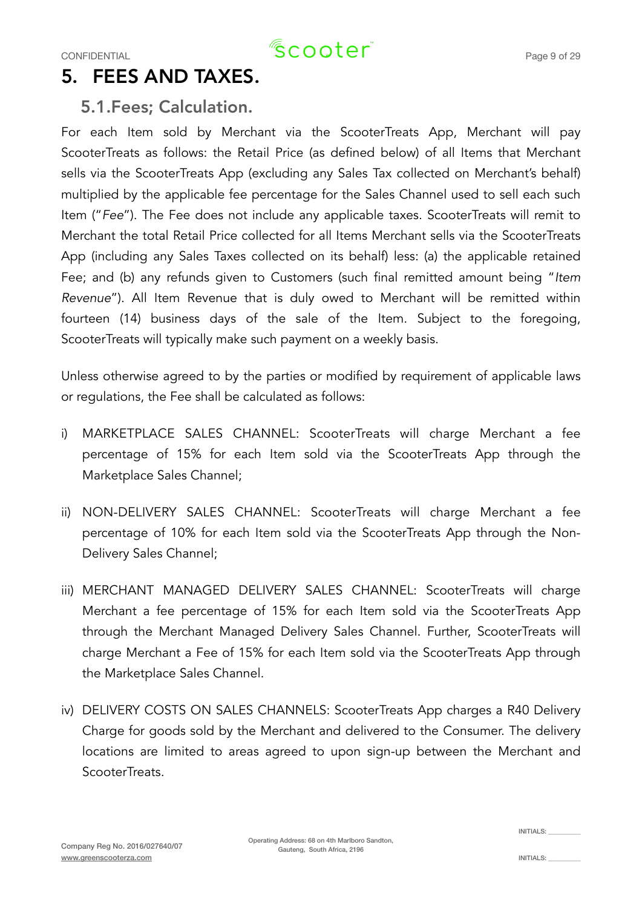# 5. FEES AND TAXES.

## 5.1.Fees; Calculation.

For each Item sold by Merchant via the ScooterTreats App, Merchant will pay ScooterTreats as follows: the Retail Price (as defined below) of all Items that Merchant sells via the ScooterTreats App (excluding any Sales Tax collected on Merchant's behalf) multiplied by the applicable fee percentage for the Sales Channel used to sell each such Item ("*Fee*"). The Fee does not include any applicable taxes. ScooterTreats will remit to Merchant the total Retail Price collected for all Items Merchant sells via the ScooterTreats App (including any Sales Taxes collected on its behalf) less: (a) the applicable retained Fee; and (b) any refunds given to Customers (such final remitted amount being "*Item Revenue*"). All Item Revenue that is duly owed to Merchant will be remitted within fourteen (14) business days of the sale of the Item. Subject to the foregoing, ScooterTreats will typically make such payment on a weekly basis.

Unless otherwise agreed to by the parties or modified by requirement of applicable laws or regulations, the Fee shall be calculated as follows:

i) MARKETPLACE SALES CHANNEL: ScooterTreats will charge Merchant a fee percentage of 15% for each Item sold via the ScooterTreats App through the Marketplace Sales Channel;

ii) NON-DELIVERY SALES CHANNEL: ScooterTreats will charge Merchant a fee percentage of 10% for each Item sold via the ScooterTreats App through the Non-Delivery Sales Channel;

iii) MERCHANT MANAGED DELIVERY SALES CHANNEL: ScooterTreats will charge Merchant a fee percentage of 15% for each Item sold via the ScooterTreats App through the Merchant Managed Delivery Sales Channel. Further, ScooterTreats will charge Merchant a Fee of 15% for each Item sold via the ScooterTreats App through the Marketplace Sales Channel.

iv) DELIVERY COSTS ON SALES CHANNELS: ScooterTreats App charges a R40 Delivery Charge for goods sold by the Merchant and delivered to the Consumer. The delivery locations are limited to areas agreed to upon sign-up between the Merchant and ScooterTreats.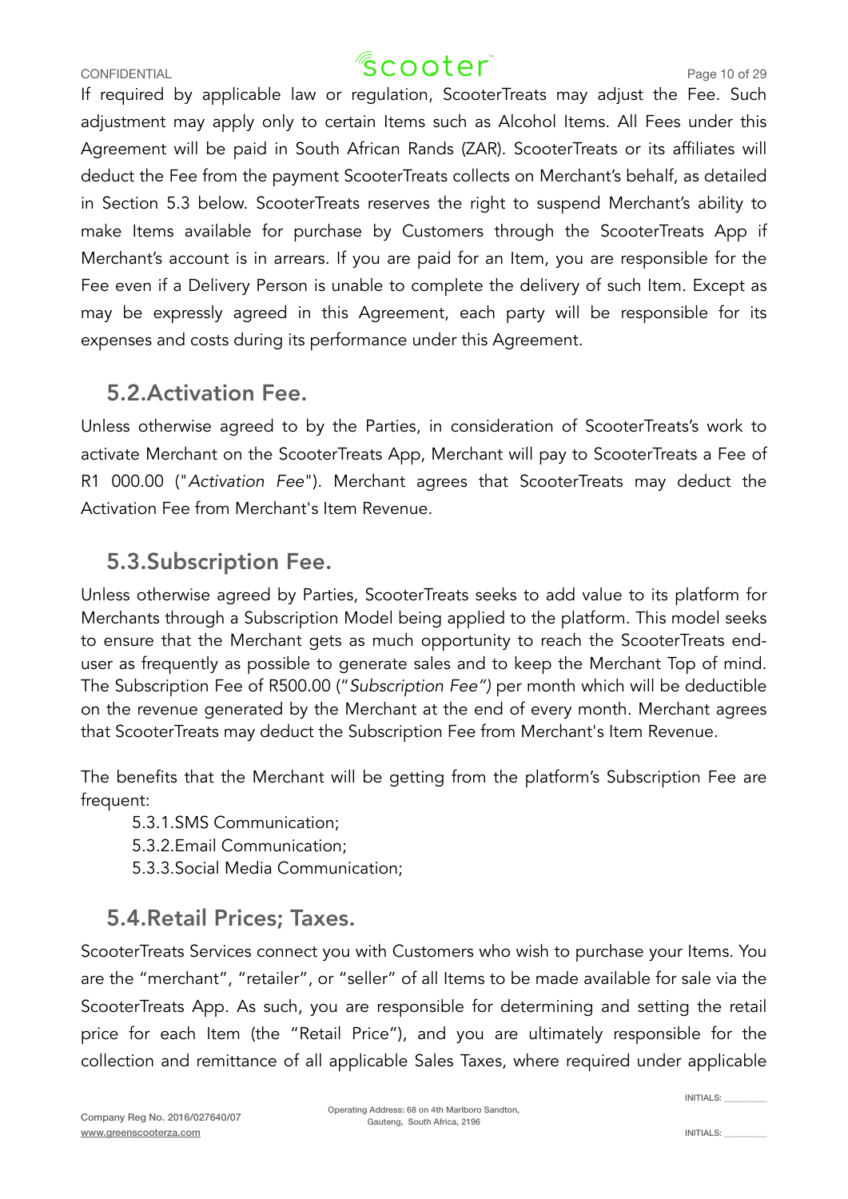If required by applicable law or regulation, ScooterTreats may adjust the Fee. Such adjustment may apply only to certain Items such as Alcohol Items. All Fees under this Agreement will be paid in South African Rands (ZAR). ScooterTreats or its affiliates will deduct the Fee from the payment ScooterTreats collects on Merchant's behalf, as detailed in Section 5.3 below. ScooterTreats reserves the right to suspend Merchant's ability to make Items available for purchase by Customers through the ScooterTreats App if Merchant's account is in arrears. If you are paid for an Item, you are responsible for the Fee even if a Delivery Person is unable to complete the delivery of such Item. Except as may be expressly agreed in this Agreement, each party will be responsible for its expenses and costs during its performance under this Agreement.

## 5.2. Activation Fee.

Unless otherwise agreed to by the Parties, in consideration of ScooterTreats's work to activate Merchant on the ScooterTreats App, Merchant will pay to ScooterTreats a Fee of R1 000.00 ("*Activation Fee*"). Merchant agrees that ScooterTreats may deduct the Activation Fee from Merchant's Item Revenue.

## 5.3. Subscription Fee.

Unless otherwise agreed by Parties, ScooterTreats seeks to add value to its platform for Merchants through a Subscription Model being applied to the platform. This model seeks to ensure that the Merchant gets as much opportunity to reach the ScooterTreats end-user as frequently as possible to generate sales and to keep the Merchant Top of mind. The Subscription Fee of R500.00 ("*Subscription Fee")* per month which will be deductible on the revenue generated by the Merchant at the end of every month. Merchant agrees that ScooterTreats may deduct the Subscription Fee from Merchant's Item Revenue.

The benefits that the Merchant will be getting from the platform's Subscription Fee are frequent:

- 5.3.1. SMS Communication;
- 5.3.2. Email Communication;
- 5.3.3. Social Media Communication;

## 5.4. Retail Prices; Taxes.

ScooterTreats Services connect you with Customers who wish to purchase your Items. You are the "merchant", "retailer", or "seller" of all Items to be made available for sale via the ScooterTreats App. As such, you are responsible for determining and setting the retail price for each Item (the "Retail Price"), and you are ultimately responsible for the collection and remittance of all applicable Sales Taxes, where required under applicable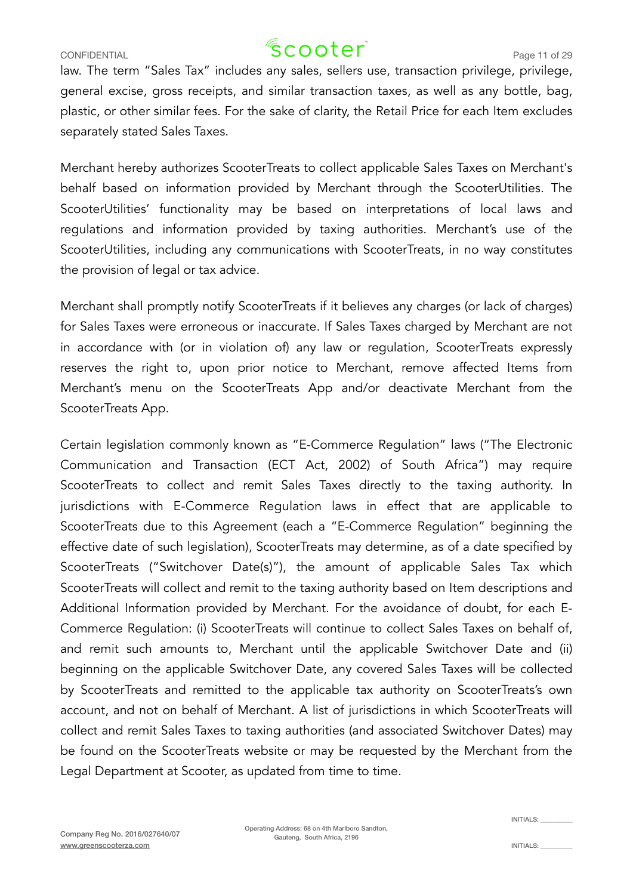law. The term “Sales Tax” includes any sales, sellers use, transaction privilege, privilege, general excise, gross receipts, and similar transaction taxes, as well as any bottle, bag, plastic, or other similar fees. For the sake of clarity, the Retail Price for each Item excludes separately stated Sales Taxes.

Merchant hereby authorizes ScooterTreats to collect applicable Sales Taxes on Merchant's behalf based on information provided by Merchant through the ScooterUtilities. The ScooterUtilities’ functionality may be based on interpretations of local laws and regulations and information provided by taxing authorities. Merchant’s use of the ScooterUtilities, including any communications with ScooterTreats, in no way constitutes the provision of legal or tax advice.

Merchant shall promptly notify ScooterTreats if it believes any charges (or lack of charges) for Sales Taxes were erroneous or inaccurate. If Sales Taxes charged by Merchant are not in accordance with (or in violation of) any law or regulation, ScooterTreats expressly reserves the right to, upon prior notice to Merchant, remove affected Items from Merchant’s menu on the ScooterTreats App and/or deactivate Merchant from the ScooterTreats App.

Certain legislation commonly known as “E-Commerce Regulation” laws (“The Electronic Communication and Transaction (ECT Act, 2002) of South Africa”) may require ScooterTreats to collect and remit Sales Taxes directly to the taxing authority. In jurisdictions with E-Commerce Regulation laws in effect that are applicable to ScooterTreats due to this Agreement (each a “E-Commerce Regulation” beginning the effective date of such legislation), ScooterTreats may determine, as of a date specified by ScooterTreats (“Switchover Date(s)”), the amount of applicable Sales Tax which ScooterTreats will collect and remit to the taxing authority based on Item descriptions and Additional Information provided by Merchant. For the avoidance of doubt, for each E-Commerce Regulation: (i) ScooterTreats will continue to collect Sales Taxes on behalf of, and remit such amounts to, Merchant until the applicable Switchover Date and (ii) beginning on the applicable Switchover Date, any covered Sales Taxes will be collected by ScooterTreats and remitted to the applicable tax authority on ScooterTreats’s own account, and not on behalf of Merchant. A list of jurisdictions in which ScooterTreats will collect and remit Sales Taxes to taxing authorities (and associated Switchover Dates) may be found on the ScooterTreats website or may be requested by the Merchant from the Legal Department at Scooter, as updated from time to time.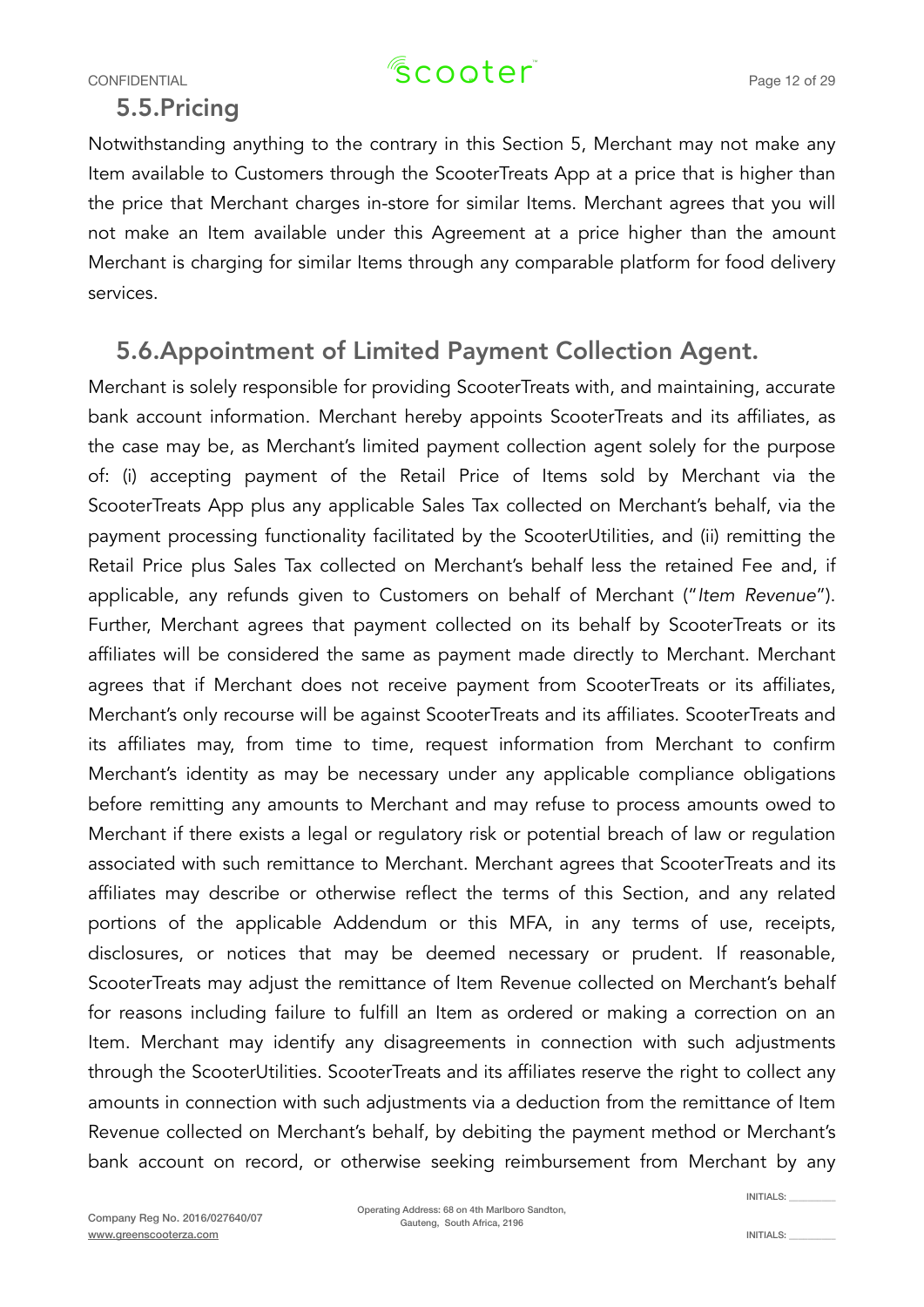## 5.5.Pricing

Notwithstanding anything to the contrary in this Section 5, Merchant may not make any Item available to Customers through the ScooterTreats App at a price that is higher than the price that Merchant charges in-store for similar Items. Merchant agrees that you will not make an Item available under this Agreement at a price higher than the amount Merchant is charging for similar Items through any comparable platform for food delivery services.

## 5.6.Appointment of Limited Payment Collection Agent.

Merchant is solely responsible for providing ScooterTreats with, and maintaining, accurate bank account information. Merchant hereby appoints ScooterTreats and its affiliates, as the case may be, as Merchant's limited payment collection agent solely for the purpose of: (i) accepting payment of the Retail Price of Items sold by Merchant via the ScooterTreats App plus any applicable Sales Tax collected on Merchant's behalf, via the payment processing functionality facilitated by the ScooterUtilities, and (ii) remitting the Retail Price plus Sales Tax collected on Merchant's behalf less the retained Fee and, if applicable, any refunds given to Customers on behalf of Merchant ("*Item Revenue*"). Further, Merchant agrees that payment collected on its behalf by ScooterTreats or its affiliates will be considered the same as payment made directly to Merchant. Merchant agrees that if Merchant does not receive payment from ScooterTreats or its affiliates, Merchant's only recourse will be against ScooterTreats and its affiliates. ScooterTreats and its affiliates may, from time to time, request information from Merchant to confirm Merchant's identity as may be necessary under any applicable compliance obligations before remitting any amounts to Merchant and may refuse to process amounts owed to Merchant if there exists a legal or regulatory risk or potential breach of law or regulation associated with such remittance to Merchant. Merchant agrees that ScooterTreats and its affiliates may describe or otherwise reflect the terms of this Section, and any related portions of the applicable Addendum or this MFA, in any terms of use, receipts, disclosures, or notices that may be deemed necessary or prudent. If reasonable, ScooterTreats may adjust the remittance of Item Revenue collected on Merchant's behalf for reasons including failure to fulfill an Item as ordered or making a correction on an Item. Merchant may identify any disagreements in connection with such adjustments through the ScooterUtilities. ScooterTreats and its affiliates reserve the right to collect any amounts in connection with such adjustments via a deduction from the remittance of Item Revenue collected on Merchant's behalf, by debiting the payment method or Merchant's bank account on record, or otherwise seeking reimbursement from Merchant by any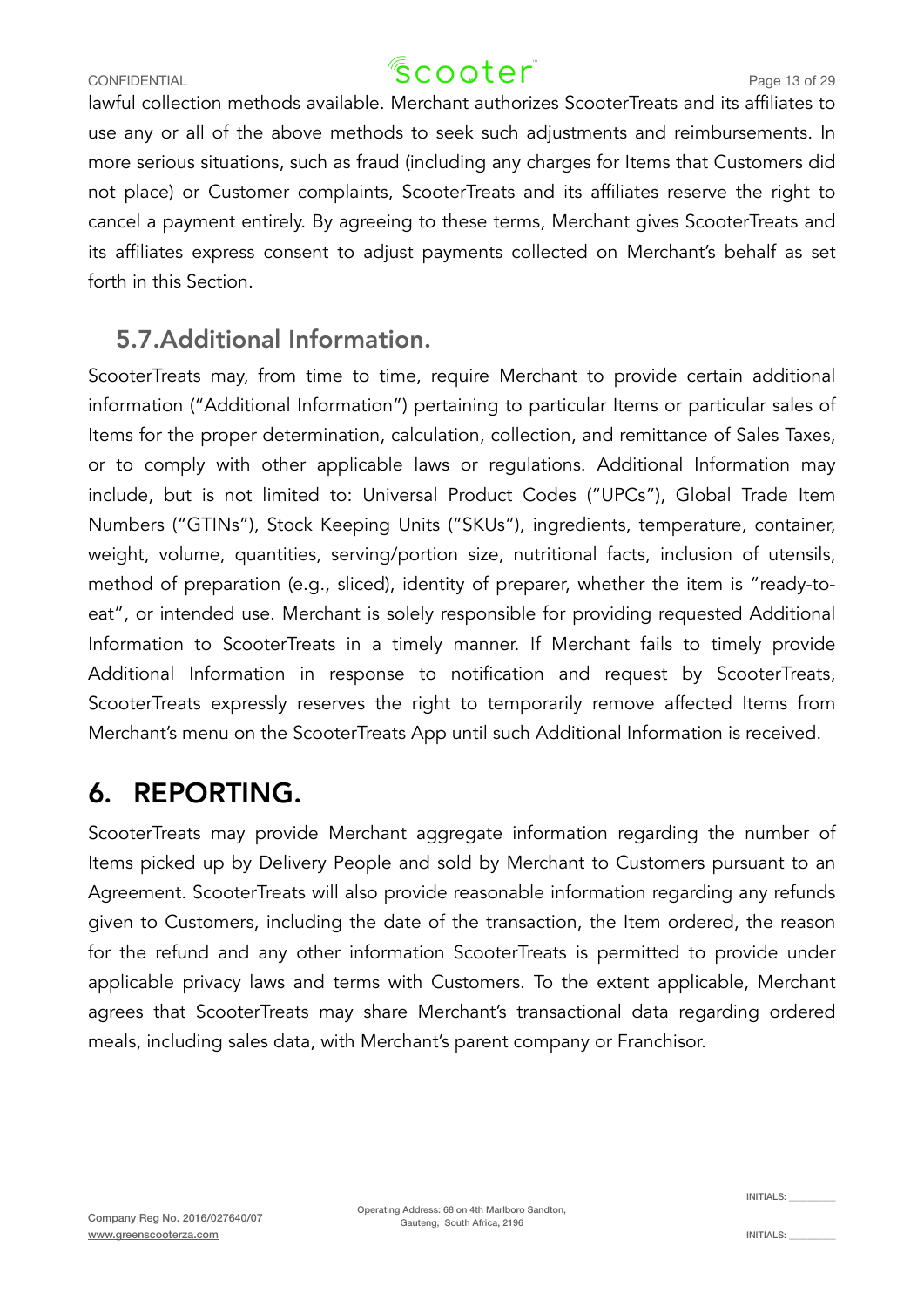lawful collection methods available. Merchant authorizes ScooterTreats and its affiliates to use any or all of the above methods to seek such adjustments and reimbursements. In more serious situations, such as fraud (including any charges for Items that Customers did not place) or Customer complaints, ScooterTreats and its affiliates reserve the right to cancel a payment entirely. By agreeing to these terms, Merchant gives ScooterTreats and its affiliates express consent to adjust payments collected on Merchant's behalf as set forth in this Section.

## 5.7. Additional Information.

ScooterTreats may, from time to time, require Merchant to provide certain additional information ("Additional Information") pertaining to particular Items or particular sales of Items for the proper determination, calculation, collection, and remittance of Sales Taxes, or to comply with other applicable laws or regulations. Additional Information may include, but is not limited to: Universal Product Codes ("UPCs"), Global Trade Item Numbers ("GTINs"), Stock Keeping Units ("SKUs"), ingredients, temperature, container, weight, volume, quantities, serving/portion size, nutritional facts, inclusion of utensils, method of preparation (e.g., sliced), identity of preparer, whether the item is "ready-to-eat", or intended use. Merchant is solely responsible for providing requested Additional Information to ScooterTreats in a timely manner. If Merchant fails to timely provide Additional Information in response to notification and request by ScooterTreats, ScooterTreats expressly reserves the right to temporarily remove affected Items from Merchant's menu on the ScooterTreats App until such Additional Information is received.

# 6. REPORTING.

ScooterTreats may provide Merchant aggregate information regarding the number of Items picked up by Delivery People and sold by Merchant to Customers pursuant to an Agreement. ScooterTreats will also provide reasonable information regarding any refunds given to Customers, including the date of the transaction, the Item ordered, the reason for the refund and any other information ScooterTreats is permitted to provide under applicable privacy laws and terms with Customers. To the extent applicable, Merchant agrees that ScooterTreats may share Merchant's transactional data regarding ordered meals, including sales data, with Merchant's parent company or Franchisor.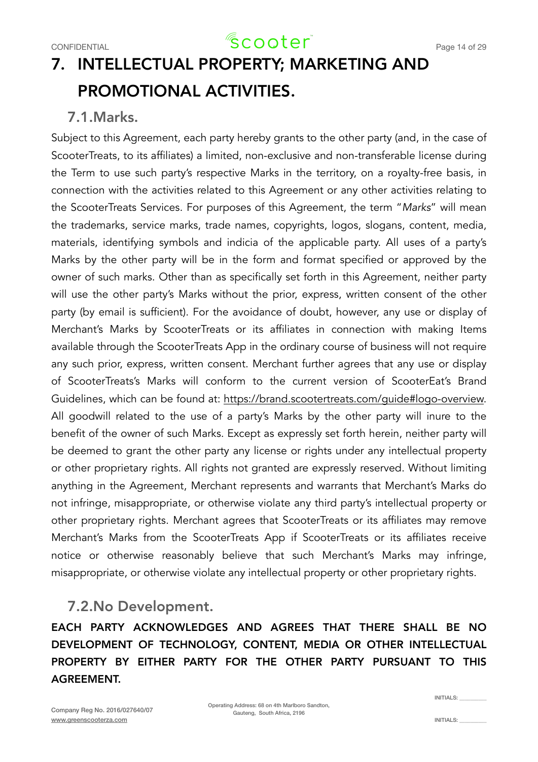# 7. INTELLECTUAL PROPERTY; MARKETING AND PROMOTIONAL ACTIVITIES.

## 7.1.Marks.

Subject to this Agreement, each party hereby grants to the other party (and, in the case of ScooterTreats, to its affiliates) a limited, non-exclusive and non-transferable license during the Term to use such party's respective Marks in the territory, on a royalty-free basis, in connection with the activities related to this Agreement or any other activities relating to the ScooterTreats Services. For purposes of this Agreement, the term "*Marks*" will mean the trademarks, service marks, trade names, copyrights, logos, slogans, content, media, materials, identifying symbols and indicia of the applicable party. All uses of a party's Marks by the other party will be in the form and format specified or approved by the owner of such marks. Other than as specifically set forth in this Agreement, neither party will use the other party's Marks without the prior, express, written consent of the other party (by email is sufficient). For the avoidance of doubt, however, any use or display of Merchant's Marks by ScooterTreats or its affiliates in connection with making Items available through the ScooterTreats App in the ordinary course of business will not require any such prior, express, written consent. Merchant further agrees that any use or display of ScooterTreats's Marks will conform to the current version of ScooterEat's Brand Guidelines, which can be found at: https://brand.scootertreats.com/guide#logo-overview. All goodwill related to the use of a party's Marks by the other party will inure to the benefit of the owner of such Marks. Except as expressly set forth herein, neither party will be deemed to grant the other party any license or rights under any intellectual property or other proprietary rights. All rights not granted are expressly reserved. Without limiting anything in the Agreement, Merchant represents and warrants that Merchant's Marks do not infringe, misappropriate, or otherwise violate any third party's intellectual property or other proprietary rights. Merchant agrees that ScooterTreats or its affiliates may remove Merchant's Marks from the ScooterTreats App if ScooterTreats or its affiliates receive notice or otherwise reasonably believe that such Merchant's Marks may infringe, misappropriate, or otherwise violate any intellectual property or other proprietary rights.

## 7.2.No Development.

**EACH PARTY ACKNOWLEDGES AND AGREES THAT THERE SHALL BE NO DEVELOPMENT OF TECHNOLOGY, CONTENT, MEDIA OR OTHER INTELLECTUAL PROPERTY BY EITHER PARTY FOR THE OTHER PARTY PURSUANT TO THIS AGREEMENT.**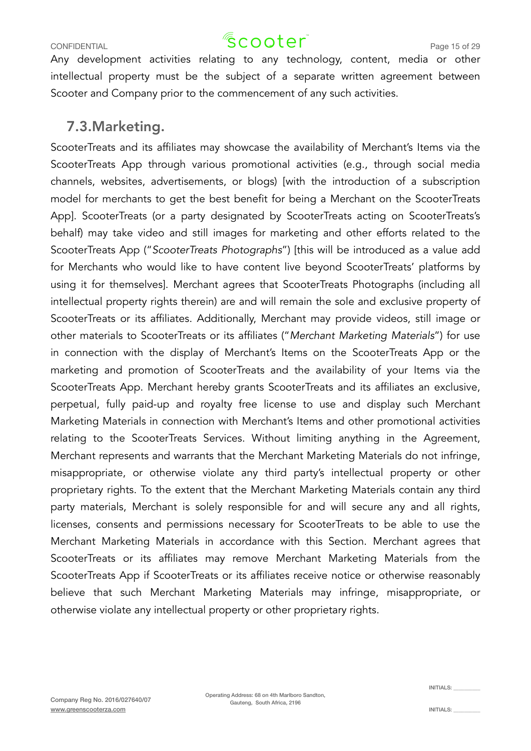Any development activities relating to any technology, content, media or other intellectual property must be the subject of a separate written agreement between Scooter and Company prior to the commencement of any such activities.

## 7.3.Marketing.

ScooterTreats and its affiliates may showcase the availability of Merchant's Items via the ScooterTreats App through various promotional activities (e.g., through social media channels, websites, advertisements, or blogs) [with the introduction of a subscription model for merchants to get the best benefit for being a Merchant on the ScooterTreats App]. ScooterTreats (or a party designated by ScooterTreats acting on ScooterTreats's behalf) may take video and still images for marketing and other efforts related to the ScooterTreats App ("*ScooterTreats Photographs*") [this will be introduced as a value add for Merchants who would like to have content live beyond ScooterTreats' platforms by using it for themselves]. Merchant agrees that ScooterTreats Photographs (including all intellectual property rights therein) are and will remain the sole and exclusive property of ScooterTreats or its affiliates. Additionally, Merchant may provide videos, still image or other materials to ScooterTreats or its affiliates ("*Merchant Marketing Materials*") for use in connection with the display of Merchant's Items on the ScooterTreats App or the marketing and promotion of ScooterTreats and the availability of your Items via the ScooterTreats App. Merchant hereby grants ScooterTreats and its affiliates an exclusive, perpetual, fully paid-up and royalty free license to use and display such Merchant Marketing Materials in connection with Merchant's Items and other promotional activities relating to the ScooterTreats Services. Without limiting anything in the Agreement, Merchant represents and warrants that the Merchant Marketing Materials do not infringe, misappropriate, or otherwise violate any third party's intellectual property or other proprietary rights. To the extent that the Merchant Marketing Materials contain any third party materials, Merchant is solely responsible for and will secure any and all rights, licenses, consents and permissions necessary for ScooterTreats to be able to use the Merchant Marketing Materials in accordance with this Section. Merchant agrees that ScooterTreats or its affiliates may remove Merchant Marketing Materials from the ScooterTreats App if ScooterTreats or its affiliates receive notice or otherwise reasonably believe that such Merchant Marketing Materials may infringe, misappropriate, or otherwise violate any intellectual property or other proprietary rights.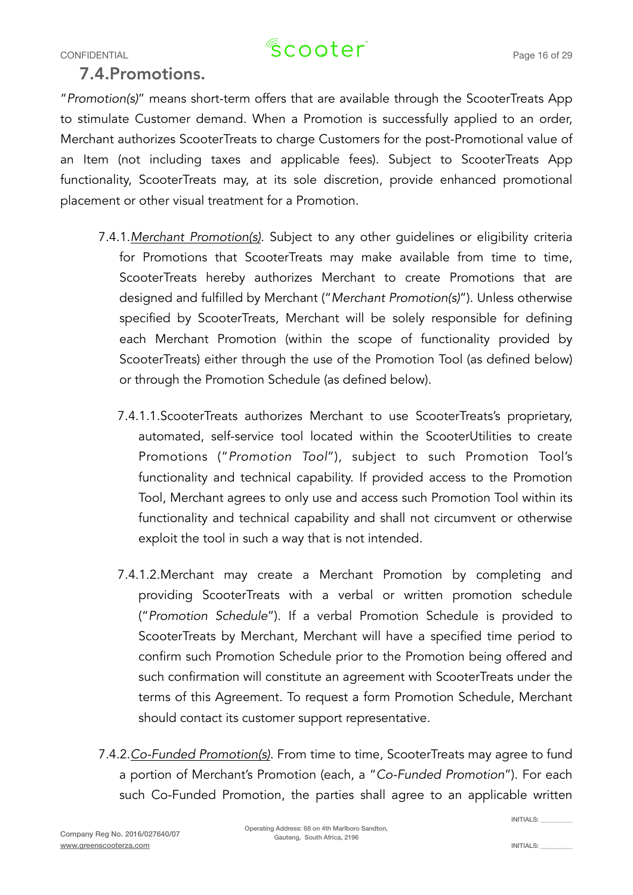## 7.4. Promotions.

"*Promotion(s)*" means short-term offers that are available through the ScooterTreats App to stimulate Customer demand. When a Promotion is successfully applied to an order, Merchant authorizes ScooterTreats to charge Customers for the post-Promotional value of an Item (not including taxes and applicable fees). Subject to ScooterTreats App functionality, ScooterTreats may, at its sole discretion, provide enhanced promotional placement or other visual treatment for a Promotion.

7.4.1. *Merchant Promotion(s)*. Subject to any other guidelines or eligibility criteria for Promotions that ScooterTreats may make available from time to time, ScooterTreats hereby authorizes Merchant to create Promotions that are designed and fulfilled by Merchant ("*Merchant Promotion(s)*"). Unless otherwise specified by ScooterTreats, Merchant will be solely responsible for defining each Merchant Promotion (within the scope of functionality provided by ScooterTreats) either through the use of the Promotion Tool (as defined below) or through the Promotion Schedule (as defined below).

7.4.1.1. ScooterTreats authorizes Merchant to use ScooterTreats's proprietary, automated, self-service tool located within the ScooterUtilities to create Promotions ("*Promotion Tool*"), subject to such Promotion Tool's functionality and technical capability. If provided access to the Promotion Tool, Merchant agrees to only use and access such Promotion Tool within its functionality and technical capability and shall not circumvent or otherwise exploit the tool in such a way that is not intended.

7.4.1.2. Merchant may create a Merchant Promotion by completing and providing ScooterTreats with a verbal or written promotion schedule ("*Promotion Schedule*"). If a verbal Promotion Schedule is provided to ScooterTreats by Merchant, Merchant will have a specified time period to confirm such Promotion Schedule prior to the Promotion being offered and such confirmation will constitute an agreement with ScooterTreats under the terms of this Agreement. To request a form Promotion Schedule, Merchant should contact its customer support representative.

7.4.2. *Co-Funded Promotion(s)*. From time to time, ScooterTreats may agree to fund a portion of Merchant's Promotion (each, a "*Co-Funded Promotion*"). For each such Co-Funded Promotion, the parties shall agree to an applicable written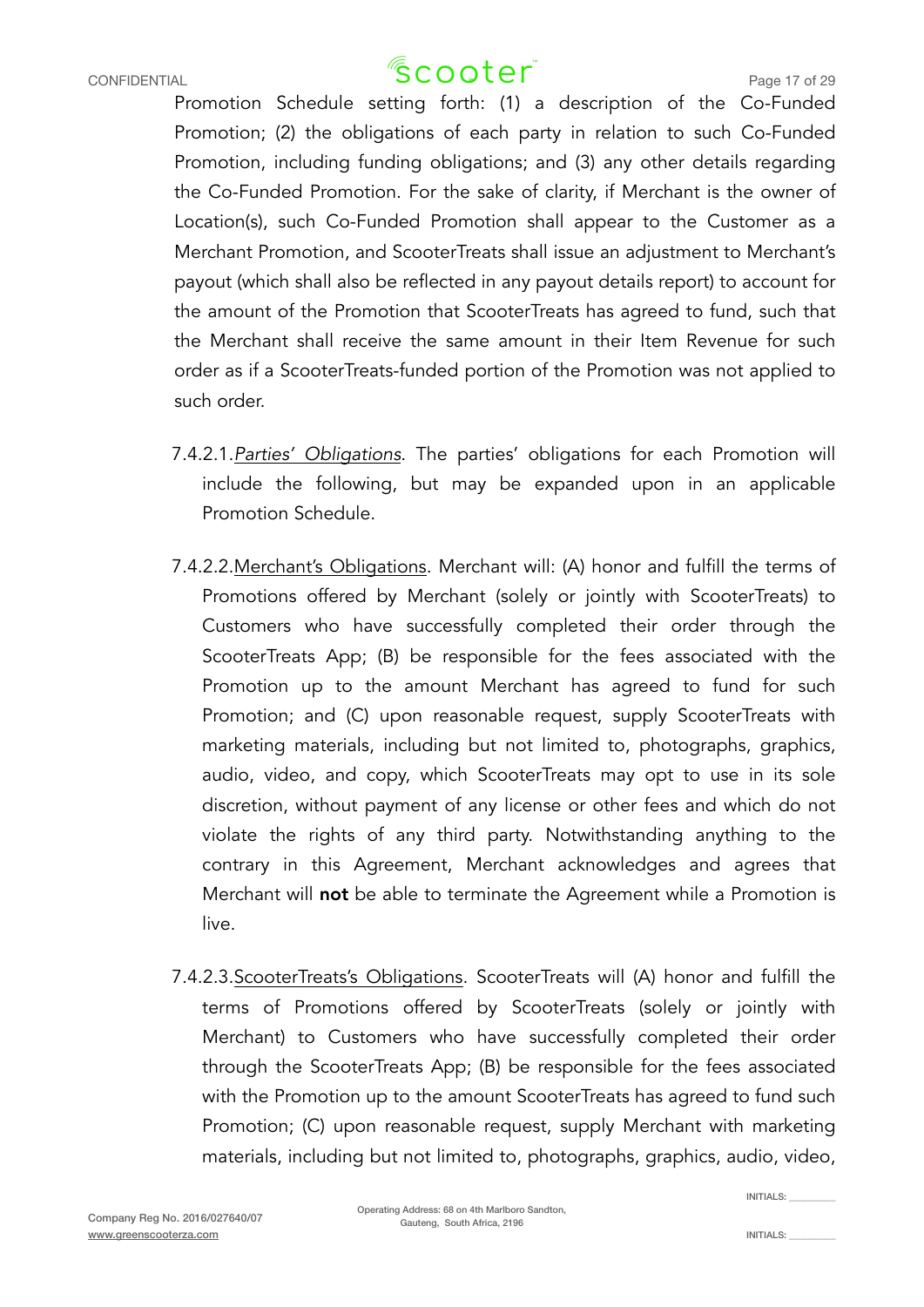Promotion Schedule setting forth: (1) a description of the Co-Funded Promotion; (2) the obligations of each party in relation to such Co-Funded Promotion, including funding obligations; and (3) any other details regarding the Co-Funded Promotion. For the sake of clarity, if Merchant is the owner of Location(s), such Co-Funded Promotion shall appear to the Customer as a Merchant Promotion, and ScooterTreats shall issue an adjustment to Merchant's payout (which shall also be reflected in any payout details report) to account for the amount of the Promotion that ScooterTreats has agreed to fund, such that the Merchant shall receive the same amount in their Item Revenue for such order as if a ScooterTreats-funded portion of the Promotion was not applied to such order.

7.4.2.1. <u>*Parties' Obligations*</u>. The parties' obligations for each Promotion will include the following, but may be expanded upon in an applicable Promotion Schedule.

7.4.2.2. <u>Merchant's Obligations</u>. Merchant will: (A) honor and fulfill the terms of Promotions offered by Merchant (solely or jointly with ScooterTreats) to Customers who have successfully completed their order through the ScooterTreats App; (B) be responsible for the fees associated with the Promotion up to the amount Merchant has agreed to fund for such Promotion; and (C) upon reasonable request, supply ScooterTreats with marketing materials, including but not limited to, photographs, graphics, audio, video, and copy, which ScooterTreats may opt to use in its sole discretion, without payment of any license or other fees and which do not violate the rights of any third party. Notwithstanding anything to the contrary in this Agreement, Merchant acknowledges and agrees that Merchant will **not** be able to terminate the Agreement while a Promotion is live.

7.4.2.3. <u>ScooterTreats's Obligations</u>. ScooterTreats will (A) honor and fulfill the terms of Promotions offered by ScooterTreats (solely or jointly with Merchant) to Customers who have successfully completed their order through the ScooterTreats App; (B) be responsible for the fees associated with the Promotion up to the amount ScooterTreats has agreed to fund such Promotion; (C) upon reasonable request, supply Merchant with marketing materials, including but not limited to, photographs, graphics, audio, video,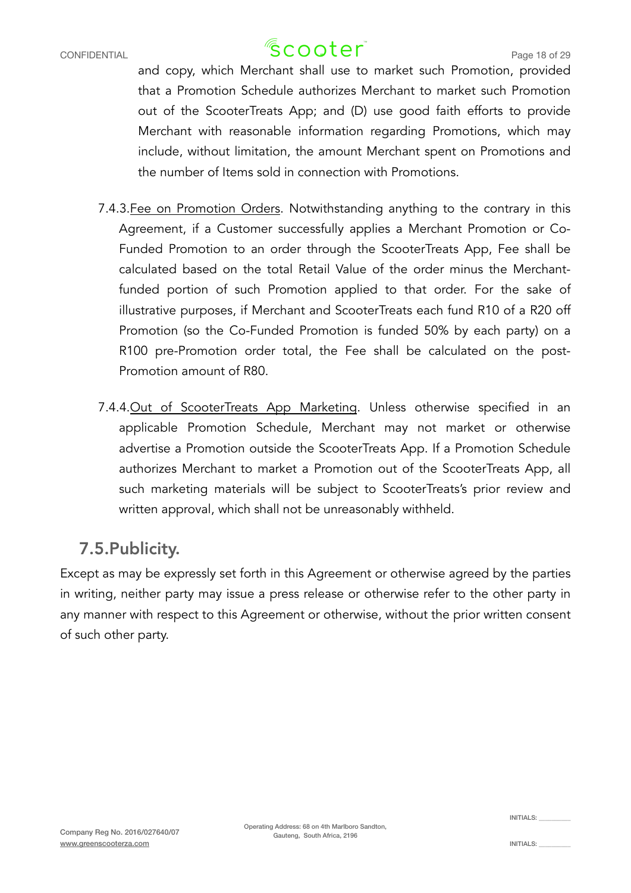and copy, which Merchant shall use to market such Promotion, provided that a Promotion Schedule authorizes Merchant to market such Promotion out of the ScooterTreats App; and (D) use good faith efforts to provide Merchant with reasonable information regarding Promotions, which may include, without limitation, the amount Merchant spent on Promotions and the number of Items sold in connection with Promotions.

7.4.3. Fee on Promotion Orders. Notwithstanding anything to the contrary in this Agreement, if a Customer successfully applies a Merchant Promotion or Co-Funded Promotion to an order through the ScooterTreats App, Fee shall be calculated based on the total Retail Value of the order minus the Merchant-funded portion of such Promotion applied to that order. For the sake of illustrative purposes, if Merchant and ScooterTreats each fund R10 of a R20 off Promotion (so the Co-Funded Promotion is funded 50% by each party) on a R100 pre-Promotion order total, the Fee shall be calculated on the post-Promotion amount of R80.

7.4.4. Out of ScooterTreats App Marketing. Unless otherwise specified in an applicable Promotion Schedule, Merchant may not market or otherwise advertise a Promotion outside the ScooterTreats App. If a Promotion Schedule authorizes Merchant to market a Promotion out of the ScooterTreats App, all such marketing materials will be subject to ScooterTreats's prior review and written approval, which shall not be unreasonably withheld.

## 7.5. Publicity.

Except as may be expressly set forth in this Agreement or otherwise agreed by the parties in writing, neither party may issue a press release or otherwise refer to the other party in any manner with respect to this Agreement or otherwise, without the prior written consent of such other party.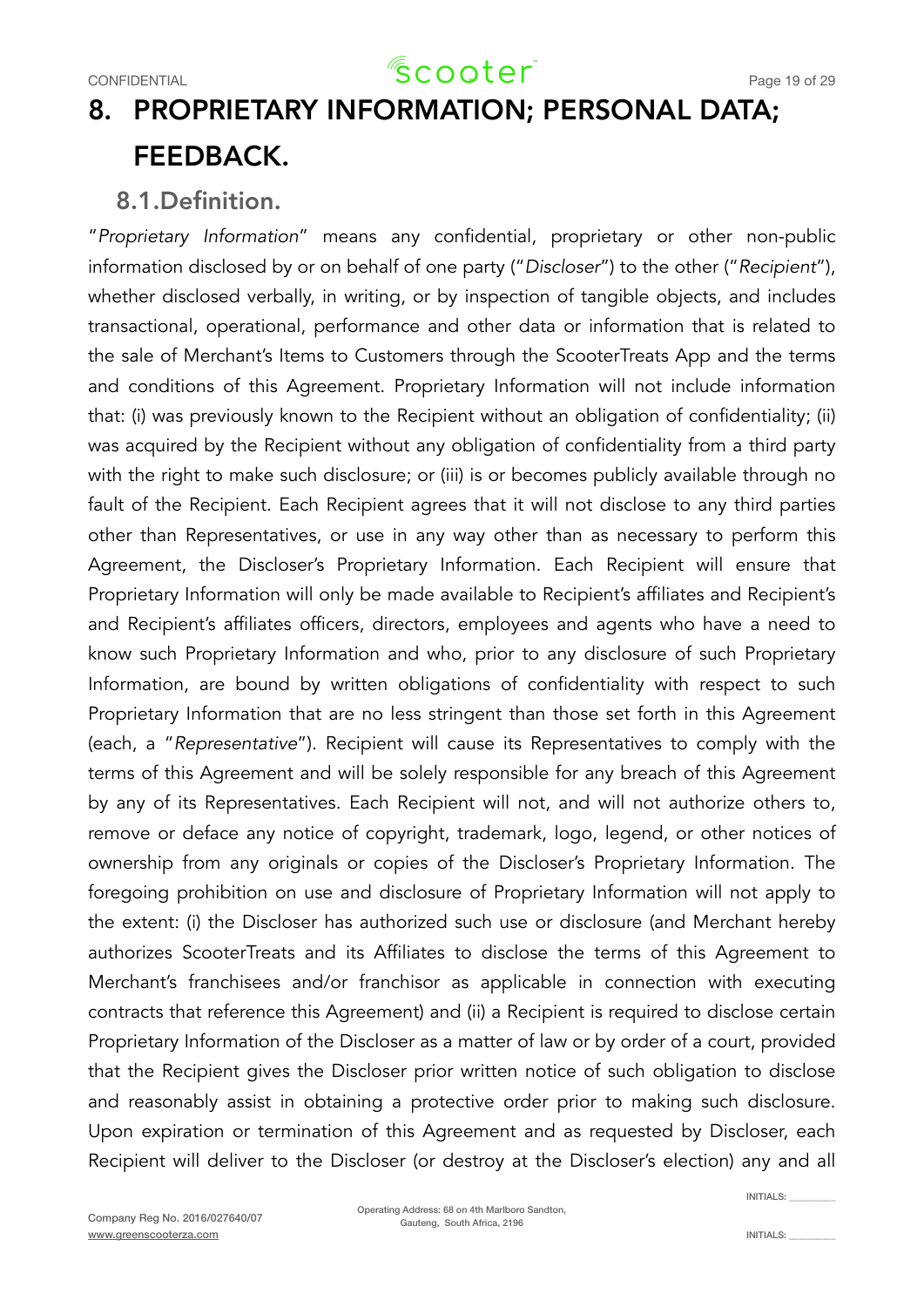# 8. PROPRIETARY INFORMATION; PERSONAL DATA; FEEDBACK.

## 8.1. Definition.

"*Proprietary Information*" means any confidential, proprietary or other non-public information disclosed by or on behalf of one party ("*Discloser*") to the other ("*Recipient*"), whether disclosed verbally, in writing, or by inspection of tangible objects, and includes transactional, operational, performance and other data or information that is related to the sale of Merchant's Items to Customers through the ScooterTreats App and the terms and conditions of this Agreement. Proprietary Information will not include information that: (i) was previously known to the Recipient without an obligation of confidentiality; (ii) was acquired by the Recipient without any obligation of confidentiality from a third party with the right to make such disclosure; or (iii) is or becomes publicly available through no fault of the Recipient. Each Recipient agrees that it will not disclose to any third parties other than Representatives, or use in any way other than as necessary to perform this Agreement, the Discloser's Proprietary Information. Each Recipient will ensure that Proprietary Information will only be made available to Recipient's affiliates and Recipient's and Recipient's affiliates officers, directors, employees and agents who have a need to know such Proprietary Information and who, prior to any disclosure of such Proprietary Information, are bound by written obligations of confidentiality with respect to such Proprietary Information that are no less stringent than those set forth in this Agreement (each, a "*Representative*"). Recipient will cause its Representatives to comply with the terms of this Agreement and will be solely responsible for any breach of this Agreement by any of its Representatives. Each Recipient will not, and will not authorize others to, remove or deface any notice of copyright, trademark, logo, legend, or other notices of ownership from any originals or copies of the Discloser's Proprietary Information. The foregoing prohibition on use and disclosure of Proprietary Information will not apply to the extent: (i) the Discloser has authorized such use or disclosure (and Merchant hereby authorizes ScooterTreats and its Affiliates to disclose the terms of this Agreement to Merchant's franchisees and/or franchisor as applicable in connection with executing contracts that reference this Agreement) and (ii) a Recipient is required to disclose certain Proprietary Information of the Discloser as a matter of law or by order of a court, provided that the Recipient gives the Discloser prior written notice of such obligation to disclose and reasonably assist in obtaining a protective order prior to making such disclosure. Upon expiration or termination of this Agreement and as requested by Discloser, each Recipient will deliver to the Discloser (or destroy at the Discloser's election) any and all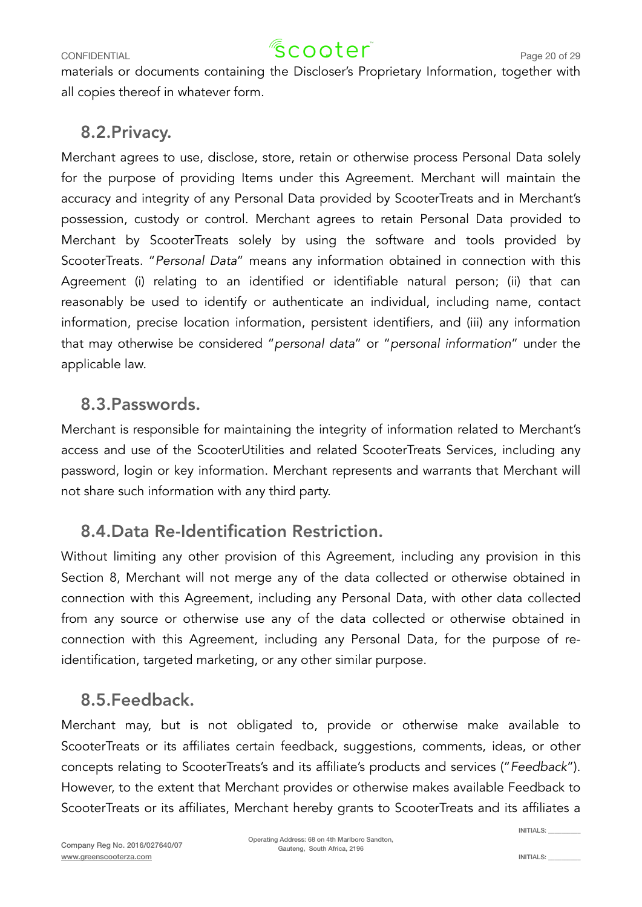materials or documents containing the Discloser's Proprietary Information, together with all copies thereof in whatever form.

## 8.2.Privacy.

Merchant agrees to use, disclose, store, retain or otherwise process Personal Data solely for the purpose of providing Items under this Agreement. Merchant will maintain the accuracy and integrity of any Personal Data provided by ScooterTreats and in Merchant's possession, custody or control. Merchant agrees to retain Personal Data provided to Merchant by ScooterTreats solely by using the software and tools provided by ScooterTreats. "*Personal Data*" means any information obtained in connection with this Agreement (i) relating to an identified or identifiable natural person; (ii) that can reasonably be used to identify or authenticate an individual, including name, contact information, precise location information, persistent identifiers, and (iii) any information that may otherwise be considered "*personal data*" or "*personal information*" under the applicable law.

## 8.3.Passwords.

Merchant is responsible for maintaining the integrity of information related to Merchant's access and use of the ScooterUtilities and related ScooterTreats Services, including any password, login or key information. Merchant represents and warrants that Merchant will not share such information with any third party.

## 8.4.Data Re-Identification Restriction.

Without limiting any other provision of this Agreement, including any provision in this Section 8, Merchant will not merge any of the data collected or otherwise obtained in connection with this Agreement, including any Personal Data, with other data collected from any source or otherwise use any of the data collected or otherwise obtained in connection with this Agreement, including any Personal Data, for the purpose of re-identification, targeted marketing, or any other similar purpose.

## 8.5.Feedback.

Merchant may, but is not obligated to, provide or otherwise make available to ScooterTreats or its affiliates certain feedback, suggestions, comments, ideas, or other concepts relating to ScooterTreats's and its affiliate's products and services ("*Feedback*"). However, to the extent that Merchant provides or otherwise makes available Feedback to ScooterTreats or its affiliates, Merchant hereby grants to ScooterTreats and its affiliates a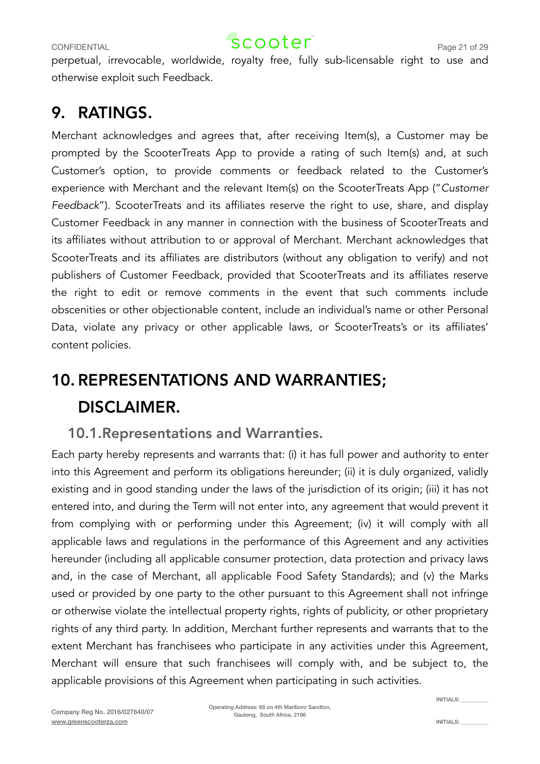perpetual, irrevocable, worldwide, royalty free, fully sub-licensable right to use and otherwise exploit such Feedback.

# 9. RATINGS.

Merchant acknowledges and agrees that, after receiving Item(s), a Customer may be prompted by the ScooterTreats App to provide a rating of such Item(s) and, at such Customer's option, to provide comments or feedback related to the Customer's experience with Merchant and the relevant Item(s) on the ScooterTreats App ("*Customer Feedback*"). ScooterTreats and its affiliates reserve the right to use, share, and display Customer Feedback in any manner in connection with the business of ScooterTreats and its affiliates without attribution to or approval of Merchant. Merchant acknowledges that ScooterTreats and its affiliates are distributors (without any obligation to verify) and not publishers of Customer Feedback, provided that ScooterTreats and its affiliates reserve the right to edit or remove comments in the event that such comments include obscenities or other objectionable content, include an individual's name or other Personal Data, violate any privacy or other applicable laws, or ScooterTreats's or its affiliates' content policies.

# 10. REPRESENTATIONS AND WARRANTIES; DISCLAIMER.

## 10.1. Representations and Warranties.

Each party hereby represents and warrants that: (i) it has full power and authority to enter into this Agreement and perform its obligations hereunder; (ii) it is duly organized, validly existing and in good standing under the laws of the jurisdiction of its origin; (iii) it has not entered into, and during the Term will not enter into, any agreement that would prevent it from complying with or performing under this Agreement; (iv) it will comply with all applicable laws and regulations in the performance of this Agreement and any activities hereunder (including all applicable consumer protection, data protection and privacy laws and, in the case of Merchant, all applicable Food Safety Standards); and (v) the Marks used or provided by one party to the other pursuant to this Agreement shall not infringe or otherwise violate the intellectual property rights, rights of publicity, or other proprietary rights of any third party. In addition, Merchant further represents and warrants that to the extent Merchant has franchisees who participate in any activities under this Agreement, Merchant will ensure that such franchisees will comply with, and be subject to, the applicable provisions of this Agreement when participating in such activities.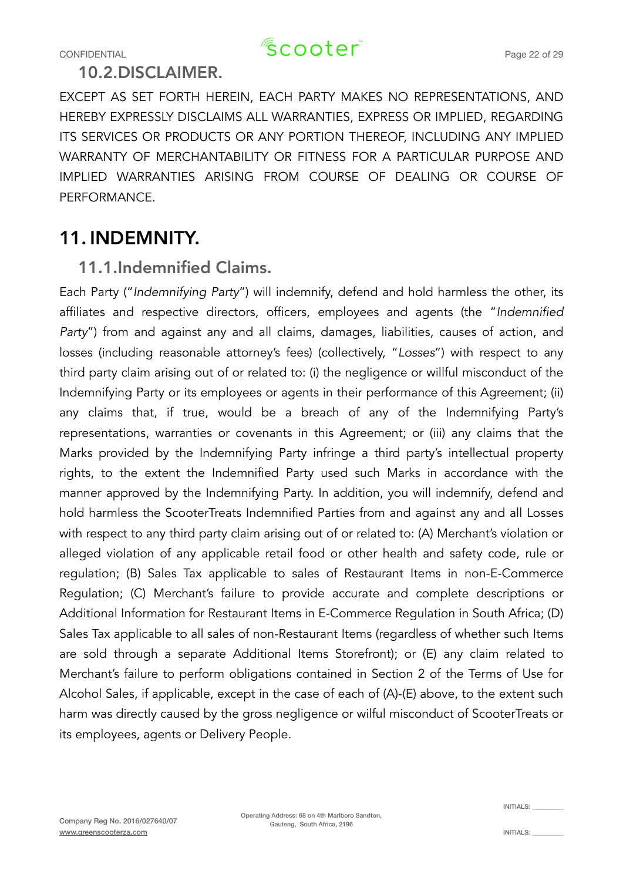### 10.2. DISCLAIMER.

EXCEPT AS SET FORTH HEREIN, EACH PARTY MAKES NO REPRESENTATIONS, AND HEREBY EXPRESSLY DISCLAIMS ALL WARRANTIES, EXPRESS OR IMPLIED, REGARDING ITS SERVICES OR PRODUCTS OR ANY PORTION THEREOF, INCLUDING ANY IMPLIED WARRANTY OF MERCHANTABILITY OR FITNESS FOR A PARTICULAR PURPOSE AND IMPLIED WARRANTIES ARISING FROM COURSE OF DEALING OR COURSE OF PERFORMANCE.

## 11. INDEMNITY.

### 11.1. Indemnified Claims.

Each Party ("*Indemnifying Party*") will indemnify, defend and hold harmless the other, its affiliates and respective directors, officers, employees and agents (the "*Indemnified Party*") from and against any and all claims, damages, liabilities, causes of action, and losses (including reasonable attorney's fees) (collectively, "*Losses*") with respect to any third party claim arising out of or related to: (i) the negligence or willful misconduct of the Indemnifying Party or its employees or agents in their performance of this Agreement; (ii) any claims that, if true, would be a breach of any of the Indemnifying Party's representations, warranties or covenants in this Agreement; or (iii) any claims that the Marks provided by the Indemnifying Party infringe a third party's intellectual property rights, to the extent the Indemnified Party used such Marks in accordance with the manner approved by the Indemnifying Party. In addition, you will indemnify, defend and hold harmless the ScooterTreats Indemnified Parties from and against any and all Losses with respect to any third party claim arising out of or related to: (A) Merchant's violation or alleged violation of any applicable retail food or other health and safety code, rule or regulation; (B) Sales Tax applicable to sales of Restaurant Items in non-E-Commerce Regulation; (C) Merchant's failure to provide accurate and complete descriptions or Additional Information for Restaurant Items in E-Commerce Regulation in South Africa; (D) Sales Tax applicable to all sales of non-Restaurant Items (regardless of whether such Items are sold through a separate Additional Items Storefront); or (E) any claim related to Merchant's failure to perform obligations contained in Section 2 of the Terms of Use for Alcohol Sales, if applicable, except in the case of each of (A)-(E) above, to the extent such harm was directly caused by the gross negligence or wilful misconduct of ScooterTreats or its employees, agents or Delivery People.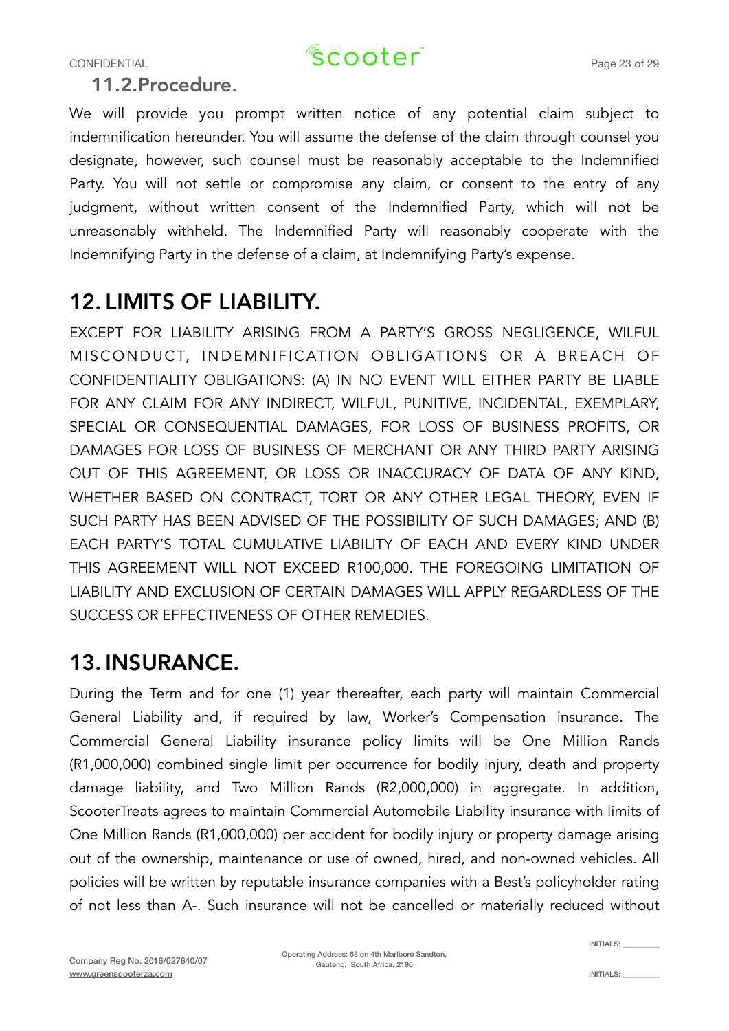### 11.2.Procedure.

We will provide you prompt written notice of any potential claim subject to indemnification hereunder. You will assume the defense of the claim through counsel you designate, however, such counsel must be reasonably acceptable to the Indemnified Party. You will not settle or compromise any claim, or consent to the entry of any judgment, without written consent of the Indemnified Party, which will not be unreasonably withheld. The Indemnified Party will reasonably cooperate with the Indemnifying Party in the defense of a claim, at Indemnifying Party's expense.

## 12. LIMITS OF LIABILITY.

EXCEPT FOR LIABILITY ARISING FROM A PARTY'S GROSS NEGLIGENCE, WILFUL MISCONDUCT, INDEMNIFICATION OBLIGATIONS OR A BREACH OF CONFIDENTIALITY OBLIGATIONS: (A) IN NO EVENT WILL EITHER PARTY BE LIABLE FOR ANY CLAIM FOR ANY INDIRECT, WILFUL, PUNITIVE, INCIDENTAL, EXEMPLARY, SPECIAL OR CONSEQUENTIAL DAMAGES, FOR LOSS OF BUSINESS PROFITS, OR DAMAGES FOR LOSS OF BUSINESS OF MERCHANT OR ANY THIRD PARTY ARISING OUT OF THIS AGREEMENT, OR LOSS OR INACCURACY OF DATA OF ANY KIND, WHETHER BASED ON CONTRACT, TORT OR ANY OTHER LEGAL THEORY, EVEN IF SUCH PARTY HAS BEEN ADVISED OF THE POSSIBILITY OF SUCH DAMAGES; AND (B) EACH PARTY'S TOTAL CUMULATIVE LIABILITY OF EACH AND EVERY KIND UNDER THIS AGREEMENT WILL NOT EXCEED R100,000. THE FOREGOING LIMITATION OF LIABILITY AND EXCLUSION OF CERTAIN DAMAGES WILL APPLY REGARDLESS OF THE SUCCESS OR EFFECTIVENESS OF OTHER REMEDIES.

## 13. INSURANCE.

During the Term and for one (1) year thereafter, each party will maintain Commercial General Liability and, if required by law, Worker's Compensation insurance. The Commercial General Liability insurance policy limits will be One Million Rands (R1,000,000) combined single limit per occurrence for bodily injury, death and property damage liability, and Two Million Rands (R2,000,000) in aggregate. In addition, ScooterTreats agrees to maintain Commercial Automobile Liability insurance with limits of One Million Rands (R1,000,000) per accident for bodily injury or property damage arising out of the ownership, maintenance or use of owned, hired, and non-owned vehicles. All policies will be written by reputable insurance companies with a Best's policyholder rating of not less than A-. Such insurance will not be cancelled or materially reduced without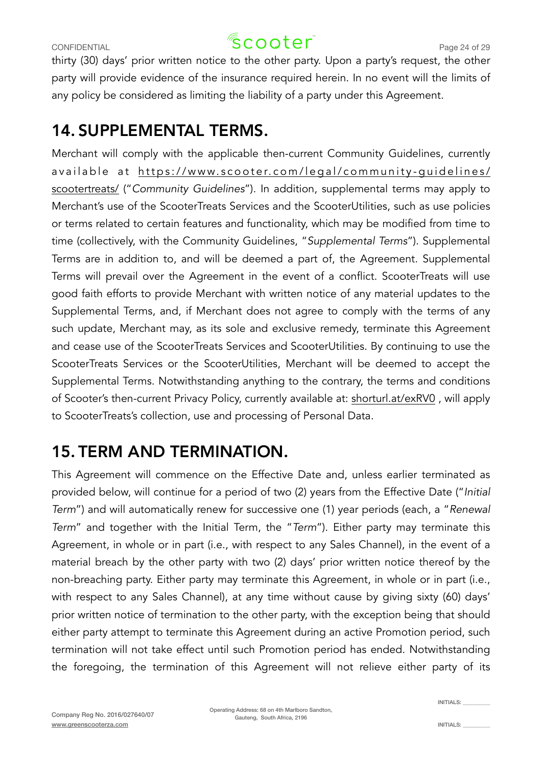thirty (30) days' prior written notice to the other party. Upon a party's request, the other party will provide evidence of the insurance required herein. In no event will the limits of any policy be considered as limiting the liability of a party under this Agreement.

## 14. SUPPLEMENTAL TERMS.

Merchant will comply with the applicable then-current Community Guidelines, currently available at https://www.scooter.com/legal/community-guidelines/scootertreats/ ("*Community Guidelines*"). In addition, supplemental terms may apply to Merchant's use of the ScooterTreats Services and the ScooterUtilities, such as use policies or terms related to certain features and functionality, which may be modified from time to time (collectively, with the Community Guidelines, "*Supplemental Terms*"). Supplemental Terms are in addition to, and will be deemed a part of, the Agreement. Supplemental Terms will prevail over the Agreement in the event of a conflict. ScooterTreats will use good faith efforts to provide Merchant with written notice of any material updates to the Supplemental Terms, and, if Merchant does not agree to comply with the terms of any such update, Merchant may, as its sole and exclusive remedy, terminate this Agreement and cease use of the ScooterTreats Services and ScooterUtilities. By continuing to use the ScooterTreats Services or the ScooterUtilities, Merchant will be deemed to accept the Supplemental Terms. Notwithstanding anything to the contrary, the terms and conditions of Scooter's then-current Privacy Policy, currently available at: shorturl.at/exRV0 , will apply to ScooterTreats's collection, use and processing of Personal Data.

## 15. TERM AND TERMINATION.

This Agreement will commence on the Effective Date and, unless earlier terminated as provided below, will continue for a period of two (2) years from the Effective Date ("*Initial Term*") and will automatically renew for successive one (1) year periods (each, a "*Renewal Term*" and together with the Initial Term, the "*Term*"). Either party may terminate this Agreement, in whole or in part (i.e., with respect to any Sales Channel), in the event of a material breach by the other party with two (2) days' prior written notice thereof by the non-breaching party. Either party may terminate this Agreement, in whole or in part (i.e., with respect to any Sales Channel), at any time without cause by giving sixty (60) days' prior written notice of termination to the other party, with the exception being that should either party attempt to terminate this Agreement during an active Promotion period, such termination will not take effect until such Promotion period has ended. Notwithstanding the foregoing, the termination of this Agreement will not relieve either party of its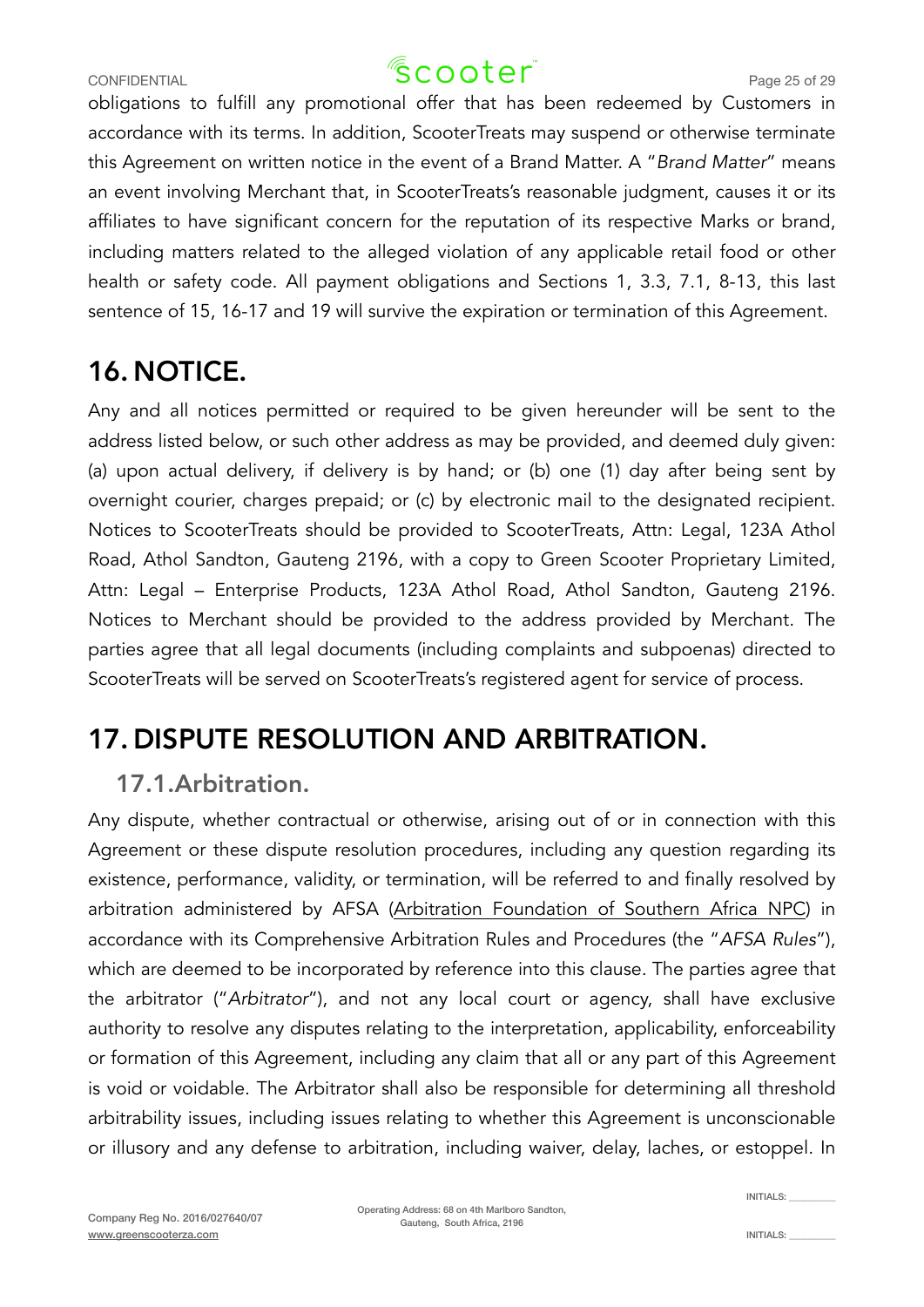obligations to fulfill any promotional offer that has been redeemed by Customers in accordance with its terms. In addition, ScooterTreats may suspend or otherwise terminate this Agreement on written notice in the event of a Brand Matter. A "*Brand Matter*" means an event involving Merchant that, in ScooterTreats's reasonable judgment, causes it or its affiliates to have significant concern for the reputation of its respective Marks or brand, including matters related to the alleged violation of any applicable retail food or other health or safety code. All payment obligations and Sections 1, 3.3, 7.1, 8-13, this last sentence of 15, 16-17 and 19 will survive the expiration or termination of this Agreement.

# 16. NOTICE.

Any and all notices permitted or required to be given hereunder will be sent to the address listed below, or such other address as may be provided, and deemed duly given: (a) upon actual delivery, if delivery is by hand; or (b) one (1) day after being sent by overnight courier, charges prepaid; or (c) by electronic mail to the designated recipient. Notices to ScooterTreats should be provided to ScooterTreats, Attn: Legal, 123A Athol Road, Athol Sandton, Gauteng 2196, with a copy to Green Scooter Proprietary Limited, Attn: Legal – Enterprise Products, 123A Athol Road, Athol Sandton, Gauteng 2196. Notices to Merchant should be provided to the address provided by Merchant. The parties agree that all legal documents (including complaints and subpoenas) directed to ScooterTreats will be served on ScooterTreats's registered agent for service of process.

# 17. DISPUTE RESOLUTION AND ARBITRATION.

## 17.1. Arbitration.

Any dispute, whether contractual or otherwise, arising out of or in connection with this Agreement or these dispute resolution procedures, including any question regarding its existence, performance, validity, or termination, will be referred to and finally resolved by arbitration administered by AFSA (Arbitration Foundation of Southern Africa NPC) in accordance with its Comprehensive Arbitration Rules and Procedures (the "*AFSA Rules*"), which are deemed to be incorporated by reference into this clause. The parties agree that the arbitrator ("*Arbitrator*"), and not any local court or agency, shall have exclusive authority to resolve any disputes relating to the interpretation, applicability, enforceability or formation of this Agreement, including any claim that all or any part of this Agreement is void or voidable. The Arbitrator shall also be responsible for determining all threshold arbitrability issues, including issues relating to whether this Agreement is unconscionable or illusory and any defense to arbitration, including waiver, delay, laches, or estoppel. In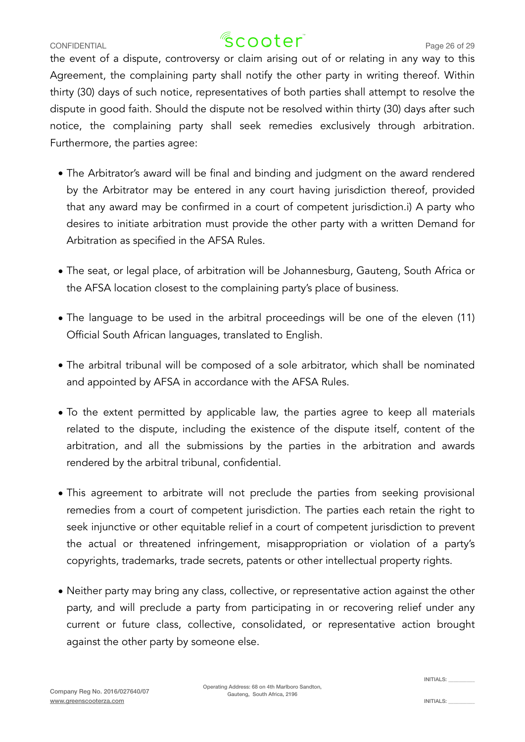the event of a dispute, controversy or claim arising out of or relating in any way to this Agreement, the complaining party shall notify the other party in writing thereof. Within thirty (30) days of such notice, representatives of both parties shall attempt to resolve the dispute in good faith. Should the dispute not be resolved within thirty (30) days after such notice, the complaining party shall seek remedies exclusively through arbitration. Furthermore, the parties agree:

- The Arbitrator's award will be final and binding and judgment on the award rendered by the Arbitrator may be entered in any court having jurisdiction thereof, provided that any award may be confirmed in a court of competent jurisdiction.i) A party who desires to initiate arbitration must provide the other party with a written Demand for Arbitration as specified in the AFSA Rules.

- The seat, or legal place, of arbitration will be Johannesburg, Gauteng, South Africa or the AFSA location closest to the complaining party's place of business.

- The language to be used in the arbitral proceedings will be one of the eleven (11) Official South African languages, translated to English.

- The arbitral tribunal will be composed of a sole arbitrator, which shall be nominated and appointed by AFSA in accordance with the AFSA Rules.

- To the extent permitted by applicable law, the parties agree to keep all materials related to the dispute, including the existence of the dispute itself, content of the arbitration, and all the submissions by the parties in the arbitration and awards rendered by the arbitral tribunal, confidential.

- This agreement to arbitrate will not preclude the parties from seeking provisional remedies from a court of competent jurisdiction. The parties each retain the right to seek injunctive or other equitable relief in a court of competent jurisdiction to prevent the actual or threatened infringement, misappropriation or violation of a party's copyrights, trademarks, trade secrets, patents or other intellectual property rights.

- Neither party may bring any class, collective, or representative action against the other party, and will preclude a party from participating in or recovering relief under any current or future class, collective, consolidated, or representative action brought against the other party by someone else.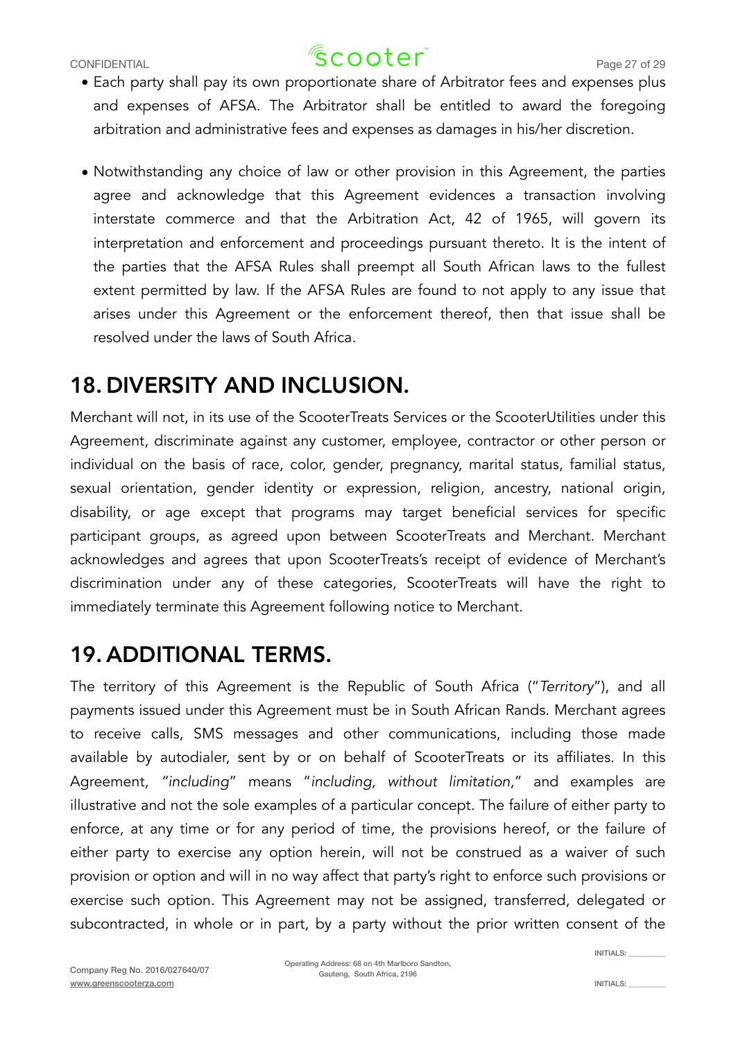- Each party shall pay its own proportionate share of Arbitrator fees and expenses plus and expenses of AFSA. The Arbitrator shall be entitled to award the foregoing arbitration and administrative fees and expenses as damages in his/her discretion.

- Notwithstanding any choice of law or other provision in this Agreement, the parties agree and acknowledge that this Agreement evidences a transaction involving interstate commerce and that the Arbitration Act, 42 of 1965, will govern its interpretation and enforcement and proceedings pursuant thereto. It is the intent of the parties that the AFSA Rules shall preempt all South African laws to the fullest extent permitted by law. If the AFSA Rules are found to not apply to any issue that arises under this Agreement or the enforcement thereof, then that issue shall be resolved under the laws of South Africa.

## 18. DIVERSITY AND INCLUSION.

Merchant will not, in its use of the ScooterTreats Services or the ScooterUtilities under this Agreement, discriminate against any customer, employee, contractor or other person or individual on the basis of race, color, gender, pregnancy, marital status, familial status, sexual orientation, gender identity or expression, religion, ancestry, national origin, disability, or age except that programs may target beneficial services for specific participant groups, as agreed upon between ScooterTreats and Merchant. Merchant acknowledges and agrees that upon ScooterTreats's receipt of evidence of Merchant's discrimination under any of these categories, ScooterTreats will have the right to immediately terminate this Agreement following notice to Merchant.

## 19. ADDITIONAL TERMS.

The territory of this Agreement is the Republic of South Africa ("*Territory*"), and all payments issued under this Agreement must be in South African Rands. Merchant agrees to receive calls, SMS messages and other communications, including those made available by autodialer, sent by or on behalf of ScooterTreats or its affiliates. In this Agreement, "*including*" means "*including, without limitation*," and examples are illustrative and not the sole examples of a particular concept. The failure of either party to enforce, at any time or for any period of time, the provisions hereof, or the failure of either party to exercise any option herein, will not be construed as a waiver of such provision or option and will in no way affect that party's right to enforce such provisions or exercise such option. This Agreement may not be assigned, transferred, delegated or subcontracted, in whole or in part, by a party without the prior written consent of the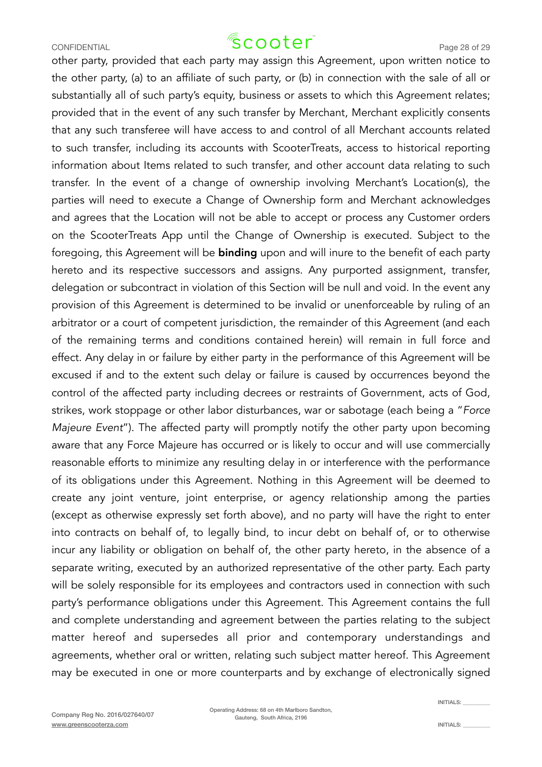other party, provided that each party may assign this Agreement, upon written notice to the other party, (a) to an affiliate of such party, or (b) in connection with the sale of all or substantially all of such party's equity, business or assets to which this Agreement relates; provided that in the event of any such transfer by Merchant, Merchant explicitly consents that any such transferee will have access to and control of all Merchant accounts related to such transfer, including its accounts with ScooterTreats, access to historical reporting information about Items related to such transfer, and other account data relating to such transfer. In the event of a change of ownership involving Merchant's Location(s), the parties will need to execute a Change of Ownership form and Merchant acknowledges and agrees that the Location will not be able to accept or process any Customer orders on the ScooterTreats App until the Change of Ownership is executed. Subject to the foregoing, this Agreement will be **binding** upon and will inure to the benefit of each party hereto and its respective successors and assigns. Any purported assignment, transfer, delegation or subcontract in violation of this Section will be null and void. In the event any provision of this Agreement is determined to be invalid or unenforceable by ruling of an arbitrator or a court of competent jurisdiction, the remainder of this Agreement (and each of the remaining terms and conditions contained herein) will remain in full force and effect. Any delay in or failure by either party in the performance of this Agreement will be excused if and to the extent such delay or failure is caused by occurrences beyond the control of the affected party including decrees or restraints of Government, acts of God, strikes, work stoppage or other labor disturbances, war or sabotage (each being a "*Force Majeure Event*"). The affected party will promptly notify the other party upon becoming aware that any Force Majeure has occurred or is likely to occur and will use commercially reasonable efforts to minimize any resulting delay in or interference with the performance of its obligations under this Agreement. Nothing in this Agreement will be deemed to create any joint venture, joint enterprise, or agency relationship among the parties (except as otherwise expressly set forth above), and no party will have the right to enter into contracts on behalf of, to legally bind, to incur debt on behalf of, or to otherwise incur any liability or obligation on behalf of, the other party hereto, in the absence of a separate writing, executed by an authorized representative of the other party. Each party will be solely responsible for its employees and contractors used in connection with such party's performance obligations under this Agreement. This Agreement contains the full and complete understanding and agreement between the parties relating to the subject matter hereof and supersedes all prior and contemporary understandings and agreements, whether oral or written, relating such subject matter hereof. This Agreement may be executed in one or more counterparts and by exchange of electronically signed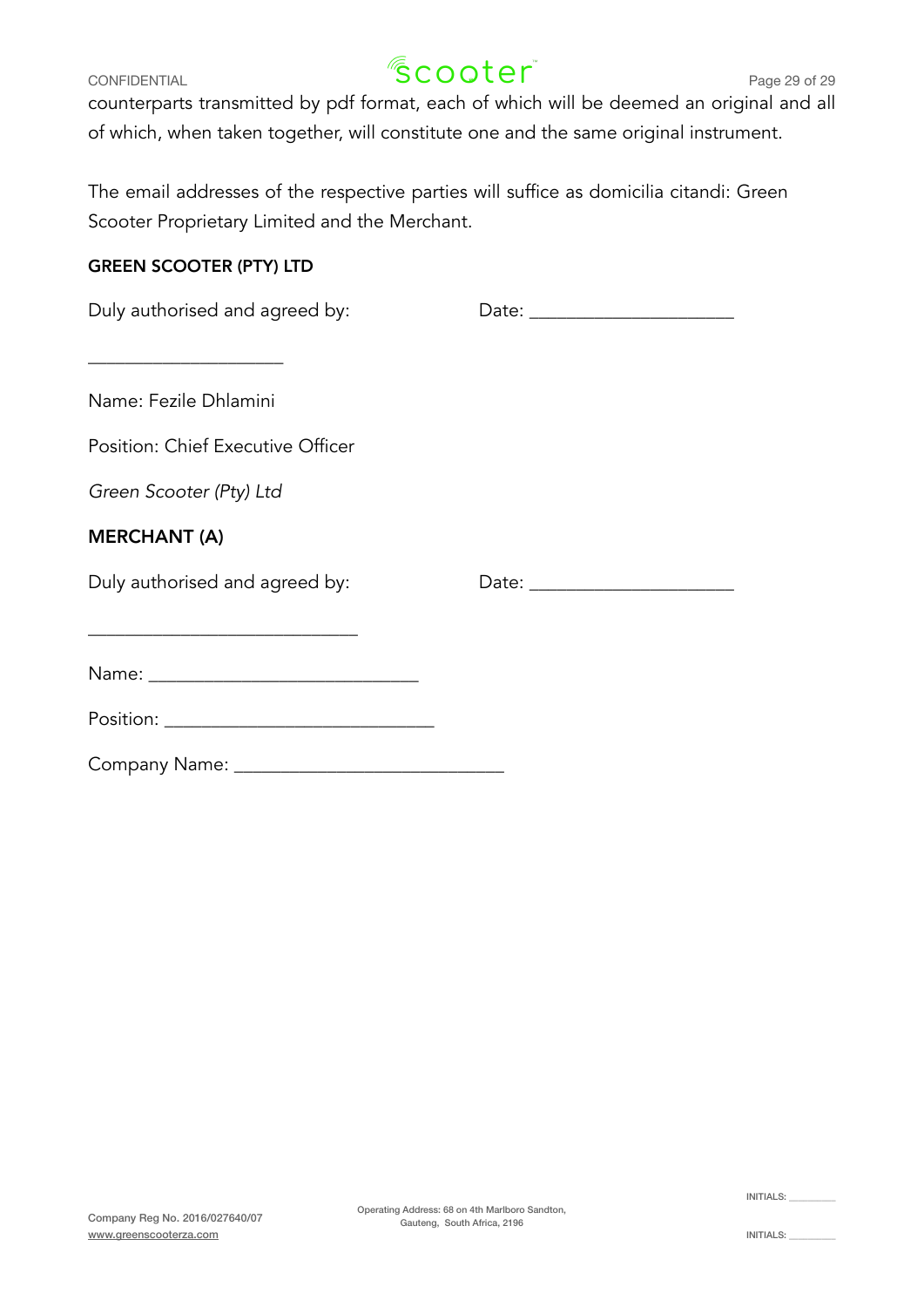counterparts transmitted by pdf format, each of which will be deemed an original and all of which, when taken together, will constitute one and the same original instrument.

The email addresses of the respective parties will suffice as domicilia citandi: Green Scooter Proprietary Limited and the Merchant.

**GREEN SCOOTER (PTY) LTD**

Duly authorised and agreed by: Date: ____________________

____________________

Name: Fezile Dhlamini

Position: Chief Executive Officer

*Green Scooter (Pty) Ltd*

**MERCHANT (A)**

Duly authorised and agreed by: Date: ____________________

____________________________

Name: ____________________________

Position: ____________________________

Company Name: ____________________________